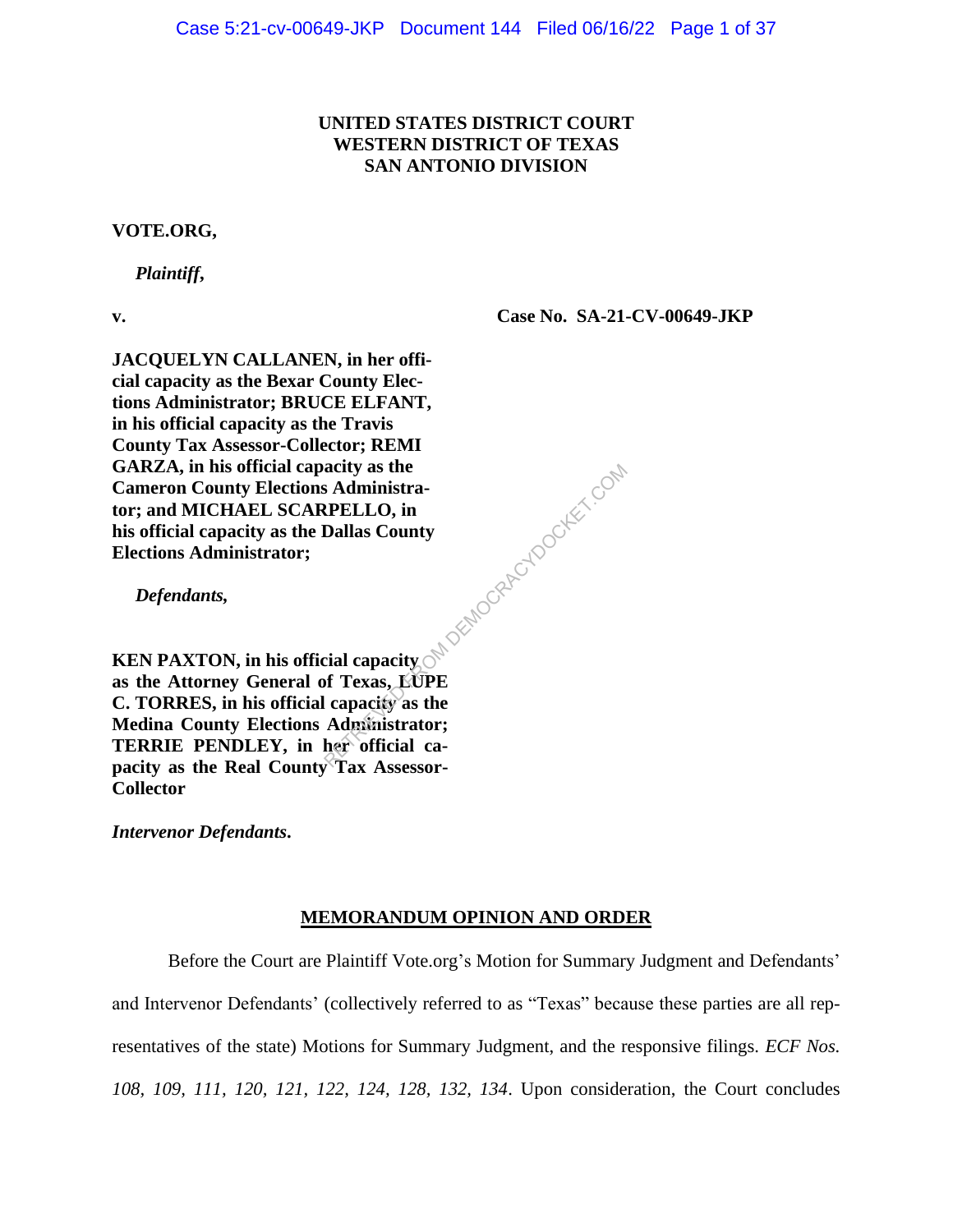**UNITED STATES DISTRICT COURT**
**WESTERN DISTRICT OF TEXAS**
**SAN ANTONIO DIVISION**

**VOTE.ORG,**

***Plaintiff,***

**v.** **Case No. SA-21-CV-00649-JKP**

**JACQUELYN CALLANEN, in her official capacity as the Bexar County Elections Administrator; BRUCE ELFANT, in his official capacity as the Travis County Tax Assessor-Collector; REMI GARZA, in his official capacity as the Cameron County Elections Administrator; and MICHAEL SCARPELLO, in his official capacity as the Dallas County Elections Administrator;**

***Defendants,***

**KEN PAXTON, in his official capacity as the Attorney General of Texas, LUPE C. TORRES, in his official capacity as the Medina County Elections Administrator; TERRIE PENDLEY, in her official capacity as the Real County Tax Assessor-Collector**

***Intervenor Defendants.***

**MEMORANDUM OPINION AND ORDER**

Before the Court are Plaintiff Vote.org's Motion for Summary Judgment and Defendants' and Intervenor Defendants' (collectively referred to as "Texas" because these parties are all representatives of the state) Motions for Summary Judgment, and the responsive filings. *ECF Nos. 108, 109, 111, 120, 121, 122, 124, 128, 132, 134*. Upon consideration, the Court concludes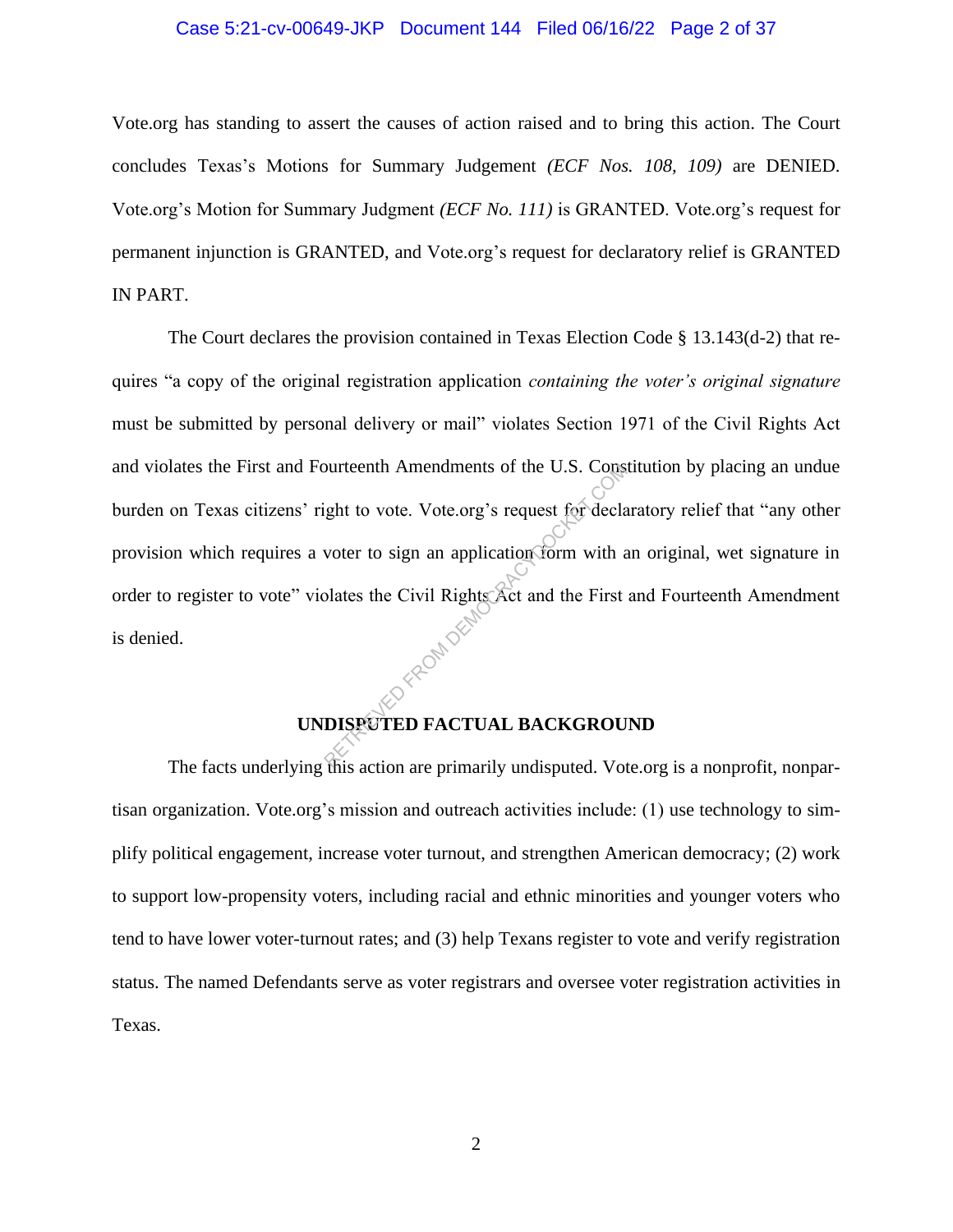Vote.org has standing to assert the causes of action raised and to bring this action. The Court concludes Texas's Motions for Summary Judgement *(ECF Nos. 108, 109)* are DENIED. Vote.org's Motion for Summary Judgment *(ECF No. 111)* is GRANTED. Vote.org's request for permanent injunction is GRANTED, and Vote.org's request for declaratory relief is GRANTED IN PART.

The Court declares the provision contained in Texas Election Code § 13.143(d-2) that requires "a copy of the original registration application *containing the voter's original signature* must be submitted by personal delivery or mail" violates Section 1971 of the Civil Rights Act and violates the First and Fourteenth Amendments of the U.S. Constitution by placing an undue burden on Texas citizens' right to vote. Vote.org's request for declaratory relief that "any other provision which requires a voter to sign an application form with an original, wet signature in order to register to vote" violates the Civil Rights Act and the First and Fourteenth Amendment is denied.

## UNDISPUTED FACTUAL BACKGROUND

The facts underlying this action are primarily undisputed. Vote.org is a nonprofit, nonpartisan organization. Vote.org's mission and outreach activities include: (1) use technology to simplify political engagement, increase voter turnout, and strengthen American democracy; (2) work to support low-propensity voters, including racial and ethnic minorities and younger voters who tend to have lower voter-turnout rates; and (3) help Texans register to vote and verify registration status. The named Defendants serve as voter registrars and oversee voter registration activities in Texas.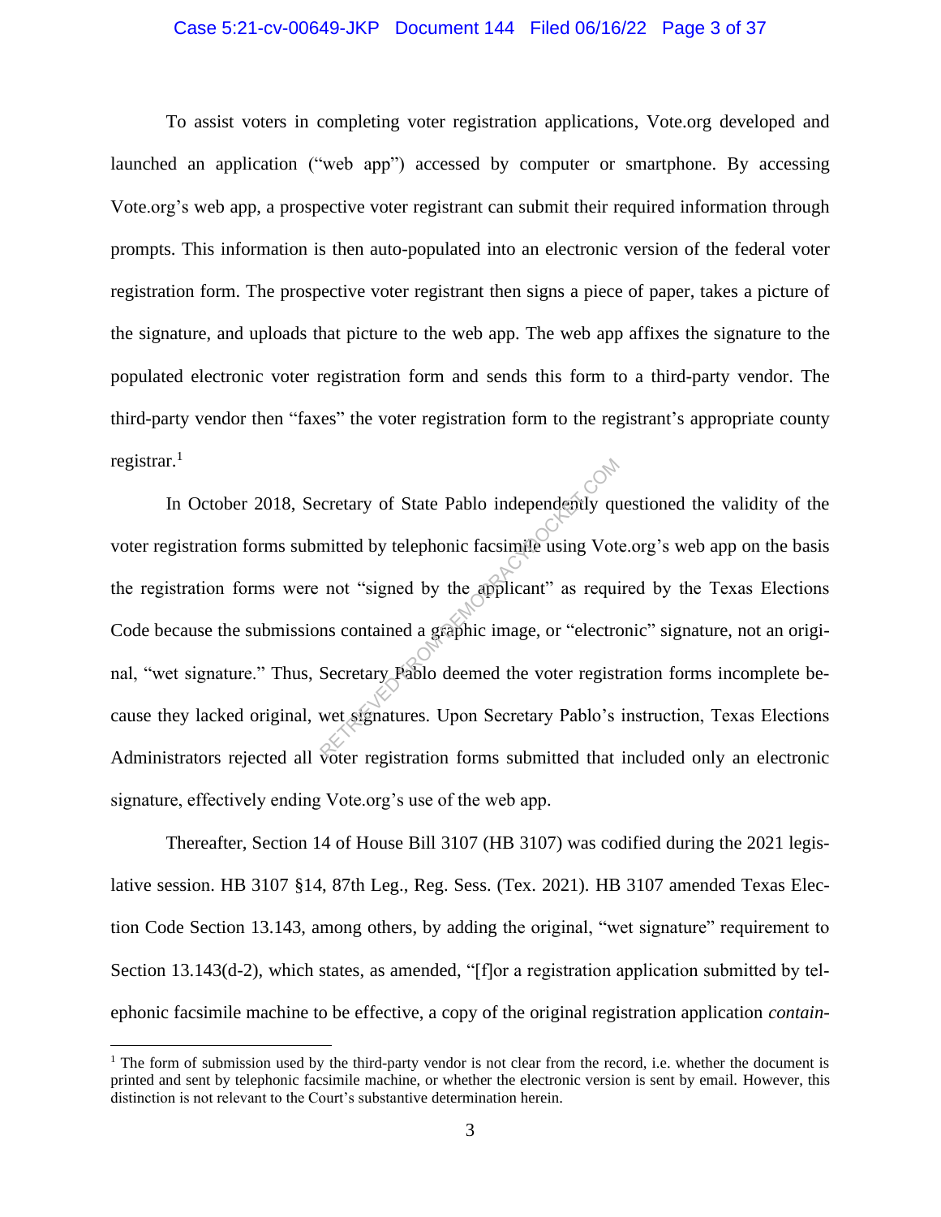To assist voters in completing voter registration applications, Vote.org developed and launched an application ("web app") accessed by computer or smartphone. By accessing Vote.org's web app, a prospective voter registrant can submit their required information through prompts. This information is then auto-populated into an electronic version of the federal voter registration form. The prospective voter registrant then signs a piece of paper, takes a picture of the signature, and uploads that picture to the web app. The web app affixes the signature to the populated electronic voter registration form and sends this form to a third-party vendor. The third-party vendor then "faxes" the voter registration form to the registrant's appropriate county registrar.[1]

In October 2018, Secretary of State Pablo independently questioned the validity of the voter registration forms submitted by telephonic facsimile using Vote.org's web app on the basis the registration forms were not "signed by the applicant" as required by the Texas Elections Code because the submissions contained a graphic image, or "electronic" signature, not an original, "wet signature." Thus, Secretary Pablo deemed the voter registration forms incomplete because they lacked original, wet signatures. Upon Secretary Pablo's instruction, Texas Elections Administrators rejected all voter registration forms submitted that included only an electronic signature, effectively ending Vote.org's use of the web app.

Thereafter, Section 14 of House Bill 3107 (HB 3107) was codified during the 2021 legislative session. HB 3107 §14, 87th Leg., Reg. Sess. (Tex. 2021). HB 3107 amended Texas Election Code Section 13.143, among others, by adding the original, "wet signature" requirement to Section 13.143(d-2), which states, as amended, "[f]or a registration application submitted by telephonic facsimile machine to be effective, a copy of the original registration application *contain-*

---

[1] The form of submission used by the third-party vendor is not clear from the record, i.e. whether the document is printed and sent by telephonic facsimile machine, or whether the electronic version is sent by email. However, this distinction is not relevant to the Court's substantive determination herein.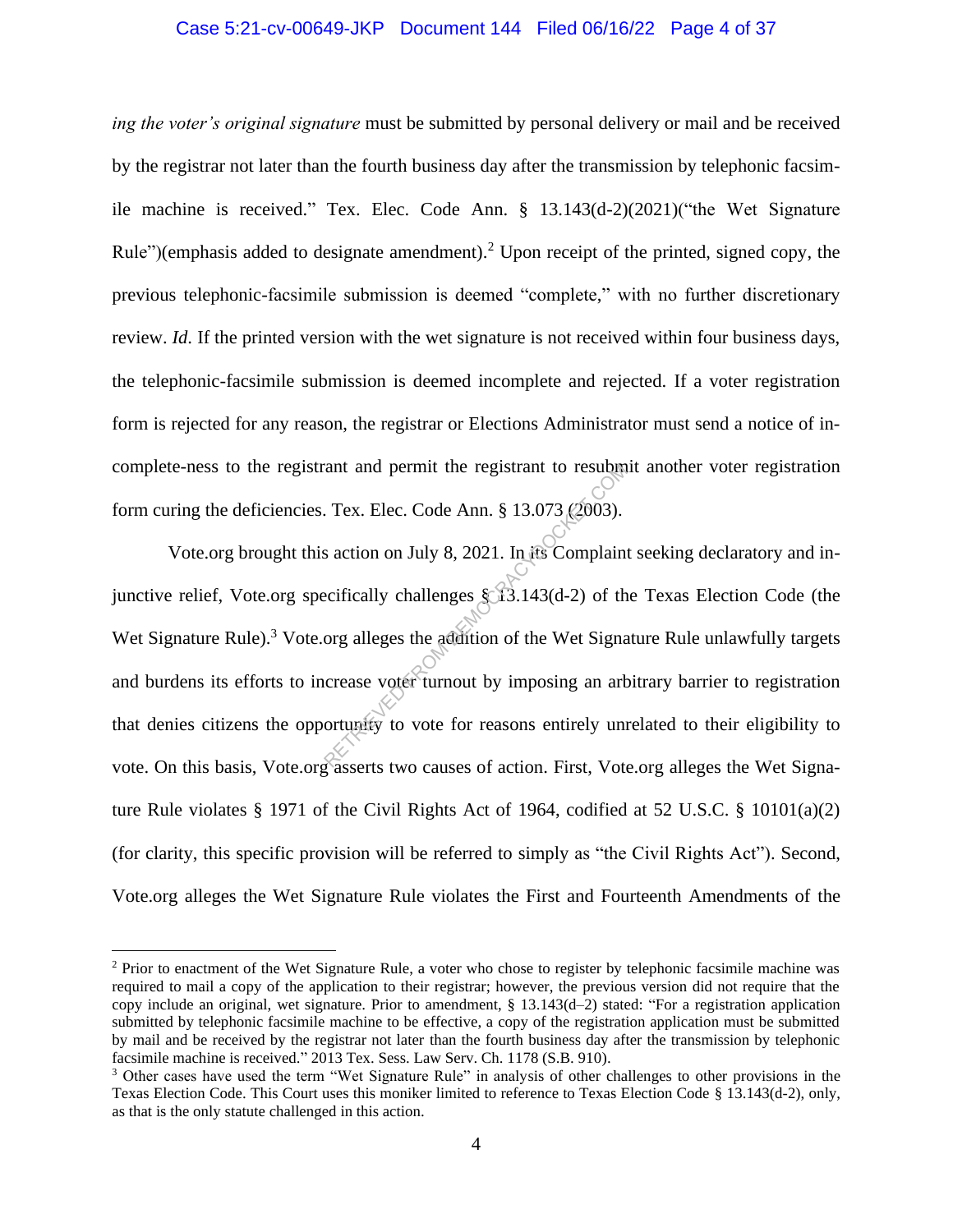*ing the voter's original signature* must be submitted by personal delivery or mail and be received by the registrar not later than the fourth business day after the transmission by telephonic facsimile machine is received." Tex. Elec. Code Ann. § 13.143(d-2)(2021)("the Wet Signature Rule")(emphasis added to designate amendment).[2] Upon receipt of the printed, signed copy, the previous telephonic-facsimile submission is deemed "complete," with no further discretionary review. *Id.* If the printed version with the wet signature is not received within four business days, the telephonic-facsimile submission is deemed incomplete and rejected. If a voter registration form is rejected for any reason, the registrar or Elections Administrator must send a notice of incomplete-ness to the registrant and permit the registrant to resubmit another voter registration form curing the deficiencies. Tex. Elec. Code Ann. § 13.073 (2003).

Vote.org brought this action on July 8, 2021. In its Complaint seeking declaratory and injunctive relief, Vote.org specifically challenges § 13.143(d-2) of the Texas Election Code (the Wet Signature Rule).[3] Vote.org alleges the addition of the Wet Signature Rule unlawfully targets and burdens its efforts to increase voter turnout by imposing an arbitrary barrier to registration that denies citizens the opportunity to vote for reasons entirely unrelated to their eligibility to vote. On this basis, Vote.org asserts two causes of action. First, Vote.org alleges the Wet Signature Rule violates § 1971 of the Civil Rights Act of 1964, codified at 52 U.S.C. § 10101(a)(2) (for clarity, this specific provision will be referred to simply as "the Civil Rights Act"). Second, Vote.org alleges the Wet Signature Rule violates the First and Fourteenth Amendments of the

[2] Prior to enactment of the Wet Signature Rule, a voter who chose to register by telephonic facsimile machine was required to mail a copy of the application to their registrar; however, the previous version did not require that the copy include an original, wet signature. Prior to amendment, § 13.143(d–2) stated: "For a registration application submitted by telephonic facsimile machine to be effective, a copy of the registration application must be submitted by mail and be received by the registrar not later than the fourth business day after the transmission by telephonic facsimile machine is received." 2013 Tex. Sess. Law Serv. Ch. 1178 (S.B. 910).

[3] Other cases have used the term "Wet Signature Rule" in analysis of other challenges to other provisions in the Texas Election Code. This Court uses this moniker limited to reference to Texas Election Code § 13.143(d-2), only, as that is the only statute challenged in this action.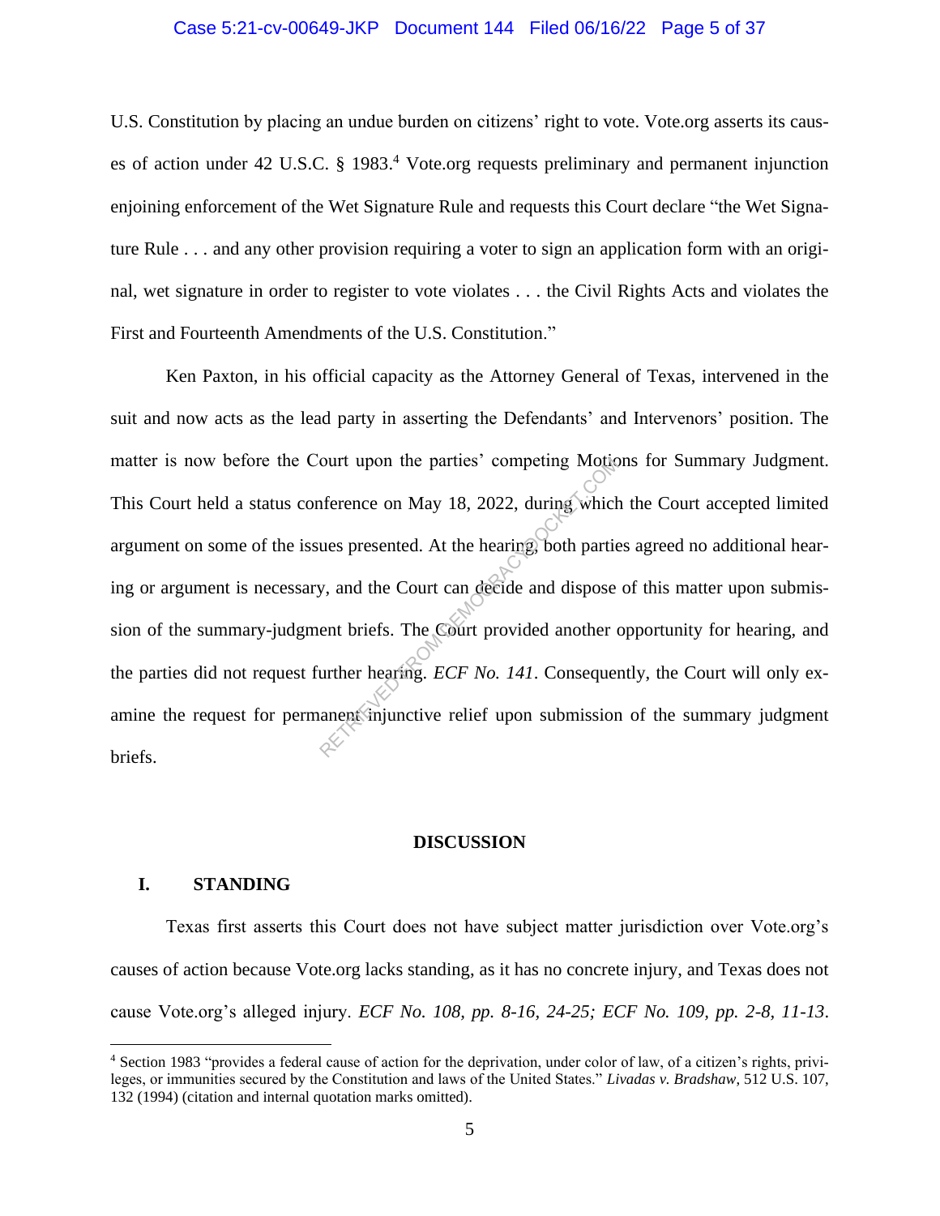U.S. Constitution by placing an undue burden on citizens' right to vote. Vote.org asserts its causes of action under 42 U.S.C. § 1983.[4] Vote.org requests preliminary and permanent injunction enjoining enforcement of the Wet Signature Rule and requests this Court declare "the Wet Signature Rule . . . and any other provision requiring a voter to sign an application form with an original, wet signature in order to register to vote violates . . . the Civil Rights Acts and violates the First and Fourteenth Amendments of the U.S. Constitution."

Ken Paxton, in his official capacity as the Attorney General of Texas, intervened in the suit and now acts as the lead party in asserting the Defendants' and Intervenors' position. The matter is now before the Court upon the parties' competing Motions for Summary Judgment. This Court held a status conference on May 18, 2022, during which the Court accepted limited argument on some of the issues presented. At the hearing, both parties agreed no additional hearing or argument is necessary, and the Court can decide and dispose of this matter upon submission of the summary-judgment briefs. The Court provided another opportunity for hearing, and the parties did not request further hearing. *ECF No. 141*. Consequently, the Court will only examine the request for permanent injunctive relief upon submission of the summary judgment briefs.

## DISCUSSION

### I. STANDING

Texas first asserts this Court does not have subject matter jurisdiction over Vote.org's causes of action because Vote.org lacks standing, as it has no concrete injury, and Texas does not cause Vote.org's alleged injury. *ECF No. 108, pp. 8-16, 24-25; ECF No. 109, pp. 2-8, 11-13*.

---

[4] Section 1983 "provides a federal cause of action for the deprivation, under color of law, of a citizen's rights, privileges, or immunities secured by the Constitution and laws of the United States." *Livadas v. Bradshaw*, 512 U.S. 107, 132 (1994) (citation and internal quotation marks omitted).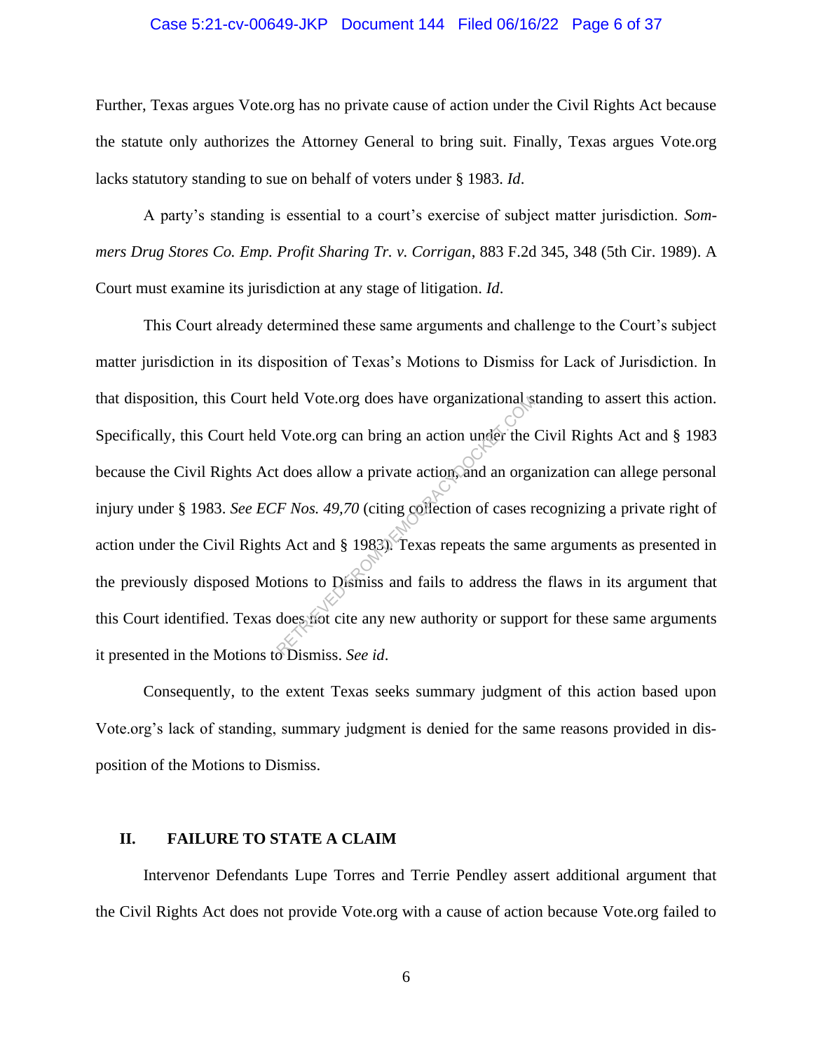Further, Texas argues Vote.org has no private cause of action under the Civil Rights Act because the statute only authorizes the Attorney General to bring suit. Finally, Texas argues Vote.org lacks statutory standing to sue on behalf of voters under § 1983. *Id*.

A party's standing is essential to a court's exercise of subject matter jurisdiction. *Sommers Drug Stores Co. Emp. Profit Sharing Tr. v. Corrigan*, 883 F.2d 345, 348 (5th Cir. 1989). A Court must examine its jurisdiction at any stage of litigation. *Id*.

This Court already determined these same arguments and challenge to the Court's subject matter jurisdiction in its disposition of Texas's Motions to Dismiss for Lack of Jurisdiction. In that disposition, this Court held Vote.org does have organizational standing to assert this action. Specifically, this Court held Vote.org can bring an action under the Civil Rights Act and § 1983 because the Civil Rights Act does allow a private action, and an organization can allege personal injury under § 1983. *See ECF Nos. 49,70* (citing collection of cases recognizing a private right of action under the Civil Rights Act and § 1983). Texas repeats the same arguments as presented in the previously disposed Motions to Dismiss and fails to address the flaws in its argument that this Court identified. Texas does not cite any new authority or support for these same arguments it presented in the Motions to Dismiss. *See id*.

Consequently, to the extent Texas seeks summary judgment of this action based upon Vote.org's lack of standing, summary judgment is denied for the same reasons provided in disposition of the Motions to Dismiss.

## II. FAILURE TO STATE A CLAIM

Intervenor Defendants Lupe Torres and Terrie Pendley assert additional argument that the Civil Rights Act does not provide Vote.org with a cause of action because Vote.org failed to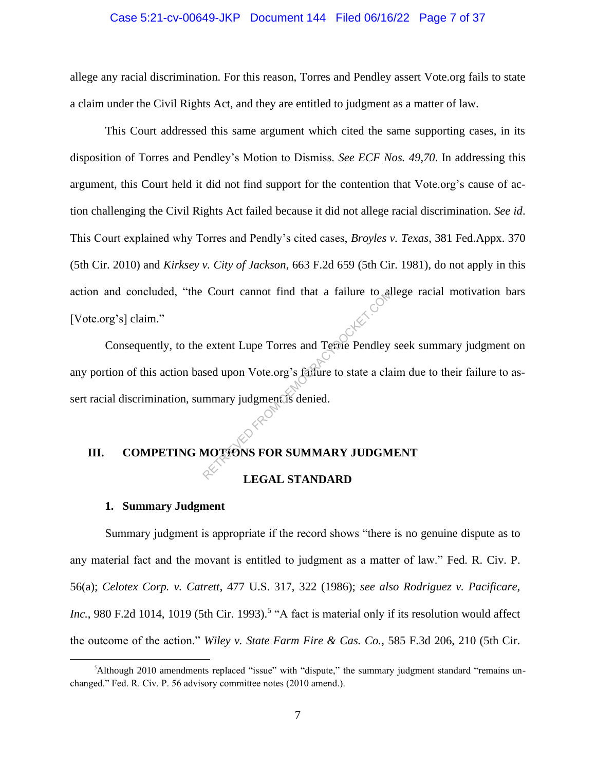allege any racial discrimination. For this reason, Torres and Pendley assert Vote.org fails to state a claim under the Civil Rights Act, and they are entitled to judgment as a matter of law.

This Court addressed this same argument which cited the same supporting cases, in its disposition of Torres and Pendley's Motion to Dismiss. *See ECF Nos. 49,70*. In addressing this argument, this Court held it did not find support for the contention that Vote.org's cause of action challenging the Civil Rights Act failed because it did not allege racial discrimination. *See id*. This Court explained why Torres and Pendly's cited cases, *Broyles v. Texas*, 381 Fed.Appx. 370 (5th Cir. 2010) and *Kirksey v. City of Jackson*, 663 F.2d 659 (5th Cir. 1981), do not apply in this action and concluded, "the Court cannot find that a failure to allege racial motivation bars [Vote.org's] claim."

Consequently, to the extent Lupe Torres and Terrie Pendley seek summary judgment on any portion of this action based upon Vote.org's failure to state a claim due to their failure to assert racial discrimination, summary judgment is denied.

## III. COMPETING MOTIONS FOR SUMMARY JUDGMENT

### LEGAL STANDARD

#### 1. Summary Judgment

Summary judgment is appropriate if the record shows "there is no genuine dispute as to any material fact and the movant is entitled to judgment as a matter of law." Fed. R. Civ. P. 56(a); *Celotex Corp. v. Catrett*, 477 U.S. 317, 322 (1986); *see also Rodriguez v. Pacificare, Inc.*, 980 F.2d 1014, 1019 (5th Cir. 1993).[5] "A fact is material only if its resolution would affect the outcome of the action." *Wiley v. State Farm Fire & Cas. Co.*, 585 F.3d 206, 210 (5th Cir.

[5] Although 2010 amendments replaced "issue" with "dispute," the summary judgment standard "remains unchanged." Fed. R. Civ. P. 56 advisory committee notes (2010 amend.).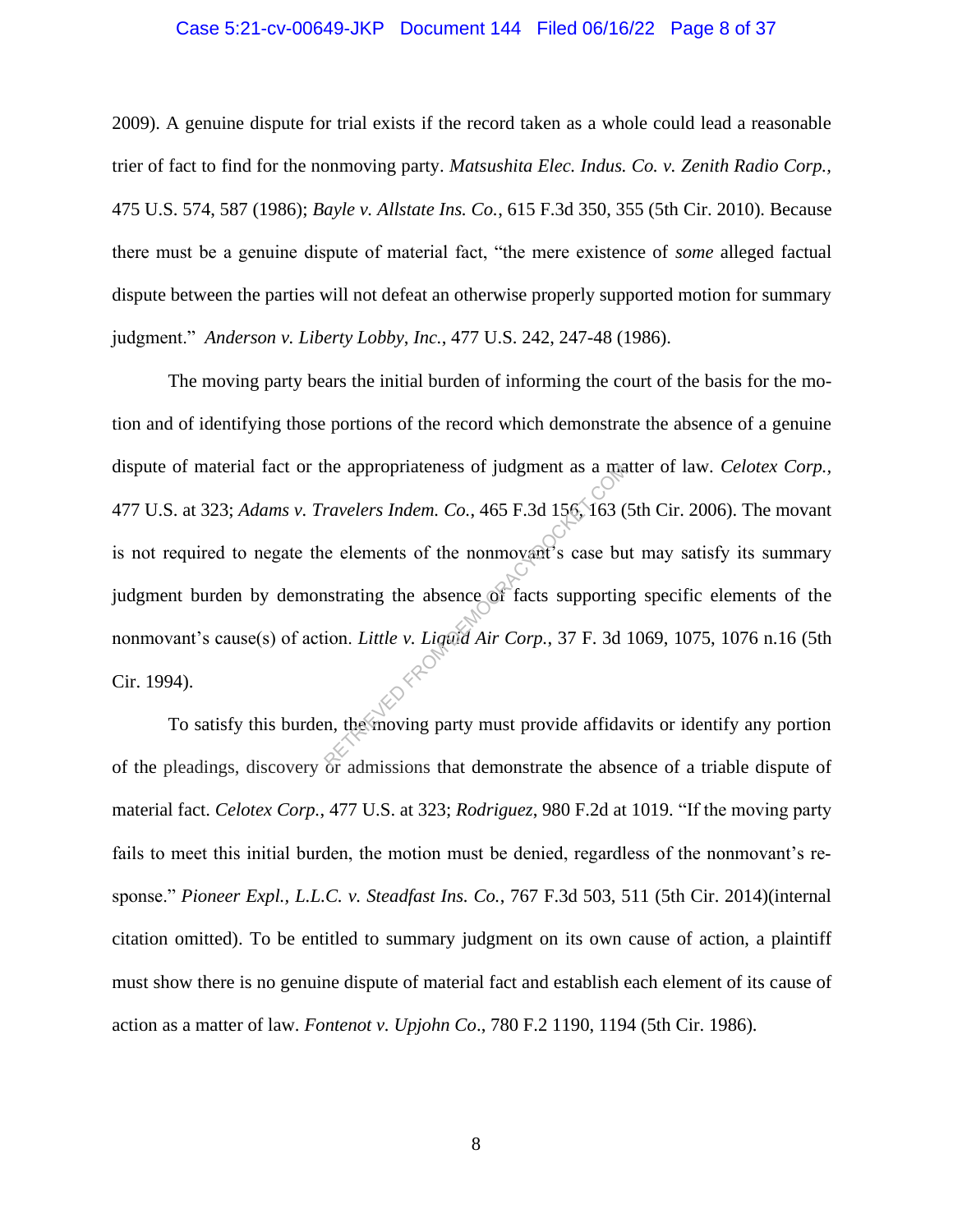2009). A genuine dispute for trial exists if the record taken as a whole could lead a reasonable trier of fact to find for the nonmoving party. *Matsushita Elec. Indus. Co. v. Zenith Radio Corp.*, 475 U.S. 574, 587 (1986); *Bayle v. Allstate Ins. Co.*, 615 F.3d 350, 355 (5th Cir. 2010). Because there must be a genuine dispute of material fact, "the mere existence of *some* alleged factual dispute between the parties will not defeat an otherwise properly supported motion for summary judgment." *Anderson v. Liberty Lobby, Inc.*, 477 U.S. 242, 247-48 (1986).

The moving party bears the initial burden of informing the court of the basis for the motion and of identifying those portions of the record which demonstrate the absence of a genuine dispute of material fact or the appropriateness of judgment as a matter of law. *Celotex Corp.*, 477 U.S. at 323; *Adams v. Travelers Indem. Co.*, 465 F.3d 156, 163 (5th Cir. 2006). The movant is not required to negate the elements of the nonmovant's case but may satisfy its summary judgment burden by demonstrating the absence of facts supporting specific elements of the nonmovant's cause(s) of action. *Little v. Liquid Air Corp.*, 37 F. 3d 1069, 1075, 1076 n.16 (5th Cir. 1994).

To satisfy this burden, the moving party must provide affidavits or identify any portion of the pleadings, discovery or admissions that demonstrate the absence of a triable dispute of material fact. *Celotex Corp.*, 477 U.S. at 323; *Rodriguez*, 980 F.2d at 1019. "If the moving party fails to meet this initial burden, the motion must be denied, regardless of the nonmovant's response." *Pioneer Expl., L.L.C. v. Steadfast Ins. Co.*, 767 F.3d 503, 511 (5th Cir. 2014)(internal citation omitted). To be entitled to summary judgment on its own cause of action, a plaintiff must show there is no genuine dispute of material fact and establish each element of its cause of action as a matter of law. *Fontenot v. Upjohn Co*., 780 F.2 1190, 1194 (5th Cir. 1986).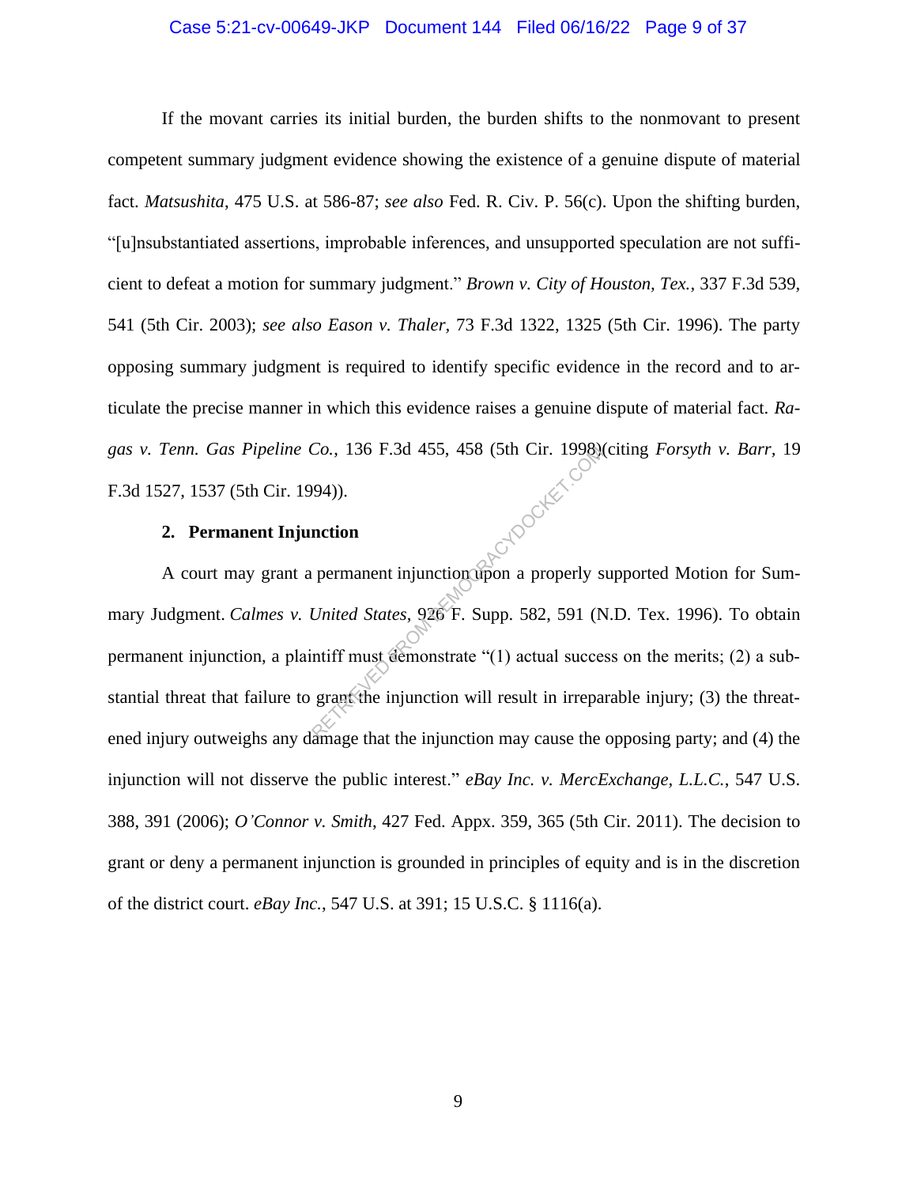If the movant carries its initial burden, the burden shifts to the nonmovant to present competent summary judgment evidence showing the existence of a genuine dispute of material fact. *Matsushita*, 475 U.S. at 586-87; *see also* Fed. R. Civ. P. 56(c). Upon the shifting burden, "[u]nsubstantiated assertions, improbable inferences, and unsupported speculation are not sufficient to defeat a motion for summary judgment." *Brown v. City of Houston, Tex.*, 337 F.3d 539, 541 (5th Cir. 2003); *see also Eason v. Thaler*, 73 F.3d 1322, 1325 (5th Cir. 1996). The party opposing summary judgment is required to identify specific evidence in the record and to articulate the precise manner in which this evidence raises a genuine dispute of material fact. *Ragas v. Tenn. Gas Pipeline Co.*, 136 F.3d 455, 458 (5th Cir. 1998)(citing *Forsyth v. Barr*, 19 F.3d 1527, 1537 (5th Cir. 1994)).

### 2. Permanent Injunction

A court may grant a permanent injunction upon a properly supported Motion for Summary Judgment. *Calmes v. United States*, 926 F. Supp. 582, 591 (N.D. Tex. 1996). To obtain permanent injunction, a plaintiff must demonstrate "(1) actual success on the merits; (2) a substantial threat that failure to grant the injunction will result in irreparable injury; (3) the threatened injury outweighs any damage that the injunction may cause the opposing party; and (4) the injunction will not disserve the public interest." *eBay Inc. v. MercExchange, L.L.C.*, 547 U.S. 388, 391 (2006); *O'Connor v. Smith*, 427 Fed. Appx. 359, 365 (5th Cir. 2011). The decision to grant or deny a permanent injunction is grounded in principles of equity and is in the discretion of the district court. *eBay Inc.*, 547 U.S. at 391; 15 U.S.C. § 1116(a).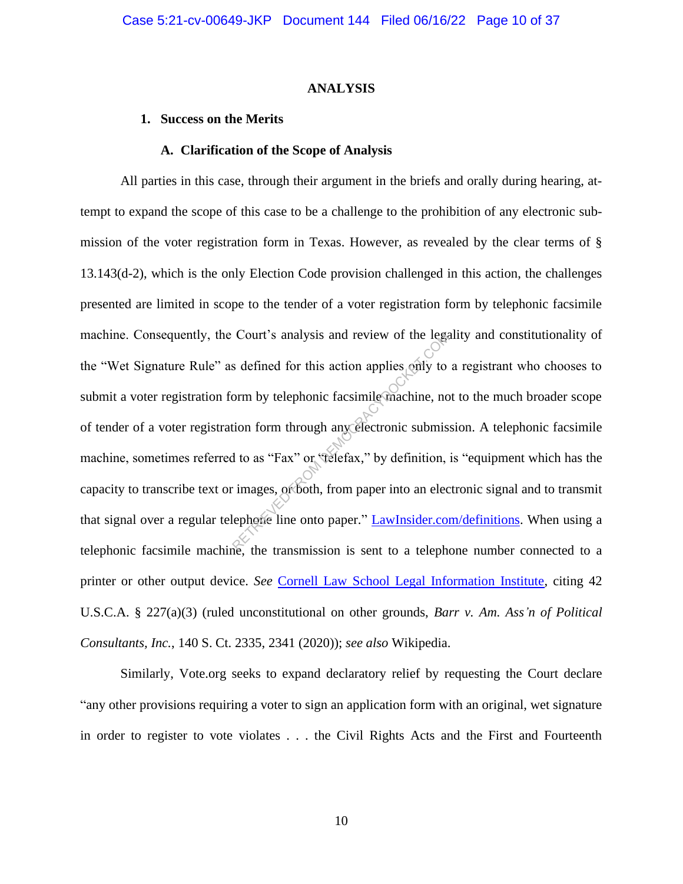## ANALYSIS

### 1. Success on the Merits

#### A. Clarification of the Scope of Analysis

All parties in this case, through their argument in the briefs and orally during hearing, attempt to expand the scope of this case to be a challenge to the prohibition of any electronic submission of the voter registration form in Texas. However, as revealed by the clear terms of § 13.143(d-2), which is the only Election Code provision challenged in this action, the challenges presented are limited in scope to the tender of a voter registration form by telephonic facsimile machine. Consequently, the Court's analysis and review of the legality and constitutionality of the "Wet Signature Rule" as defined for this action applies only to a registrant who chooses to submit a voter registration form by telephonic facsimile machine, not to the much broader scope of tender of a voter registration form through any electronic submission. A telephonic facsimile machine, sometimes referred to as "Fax" or "telefax," by definition, is "equipment which has the capacity to transcribe text or images, or both, from paper into an electronic signal and to transmit that signal over a regular telephone line onto paper." LawInsider.com/definitions. When using a telephonic facsimile machine, the transmission is sent to a telephone number connected to a printer or other output device. *See* Cornell Law School Legal Information Institute, citing 42 U.S.C.A. § 227(a)(3) (ruled unconstitutional on other grounds, *Barr v. Am. Ass'n of Political Consultants, Inc.*, 140 S. Ct. 2335, 2341 (2020)); *see also* Wikipedia.

Similarly, Vote.org seeks to expand declaratory relief by requesting the Court declare "any other provisions requiring a voter to sign an application form with an original, wet signature in order to register to vote violates . . . the Civil Rights Acts and the First and Fourteenth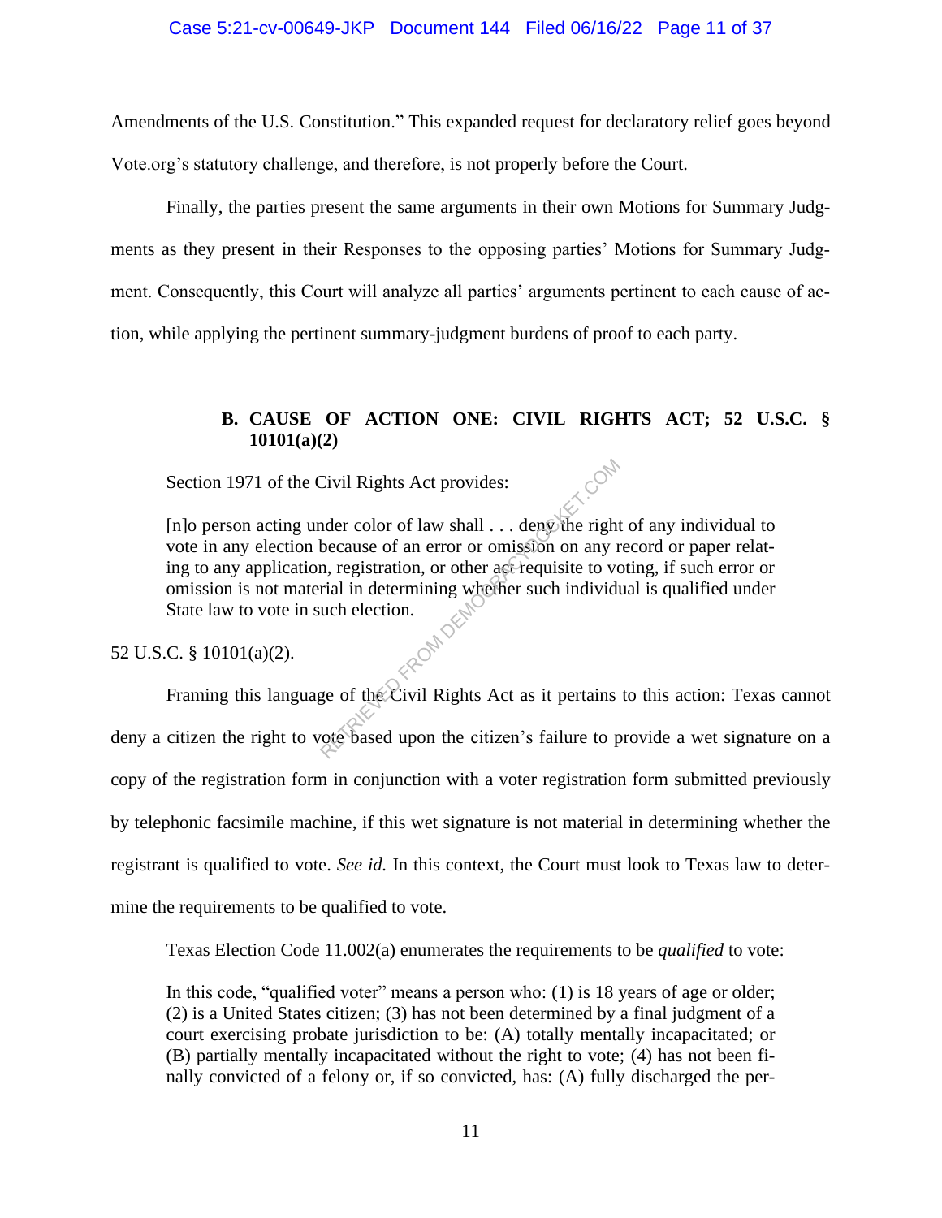Amendments of the U.S. Constitution." This expanded request for declaratory relief goes beyond Vote.org's statutory challenge, and therefore, is not properly before the Court.

Finally, the parties present the same arguments in their own Motions for Summary Judgments as they present in their Responses to the opposing parties' Motions for Summary Judgment. Consequently, this Court will analyze all parties' arguments pertinent to each cause of action, while applying the pertinent summary-judgment burdens of proof to each party.

### B. CAUSE OF ACTION ONE: CIVIL RIGHTS ACT; 52 U.S.C. § 10101(a)(2)

Section 1971 of the Civil Rights Act provides:

> [n]o person acting under color of law shall . . . deny the right of any individual to vote in any election because of an error or omission on any record or paper relating to any application, registration, or other act requisite to voting, if such error or omission is not material in determining whether such individual is qualified under State law to vote in such election.

52 U.S.C. § 10101(a)(2).

Framing this language of the Civil Rights Act as it pertains to this action: Texas cannot deny a citizen the right to vote based upon the citizen's failure to provide a wet signature on a copy of the registration form in conjunction with a voter registration form submitted previously by telephonic facsimile machine, if this wet signature is not material in determining whether the registrant is qualified to vote. *See id.* In this context, the Court must look to Texas law to determine the requirements to be qualified to vote.

Texas Election Code 11.002(a) enumerates the requirements to be *qualified* to vote:

> In this code, "qualified voter" means a person who: (1) is 18 years of age or older; (2) is a United States citizen; (3) has not been determined by a final judgment of a court exercising probate jurisdiction to be: (A) totally mentally incapacitated; or (B) partially mentally incapacitated without the right to vote; (4) has not been finally convicted of a felony or, if so convicted, has: (A) fully discharged the per-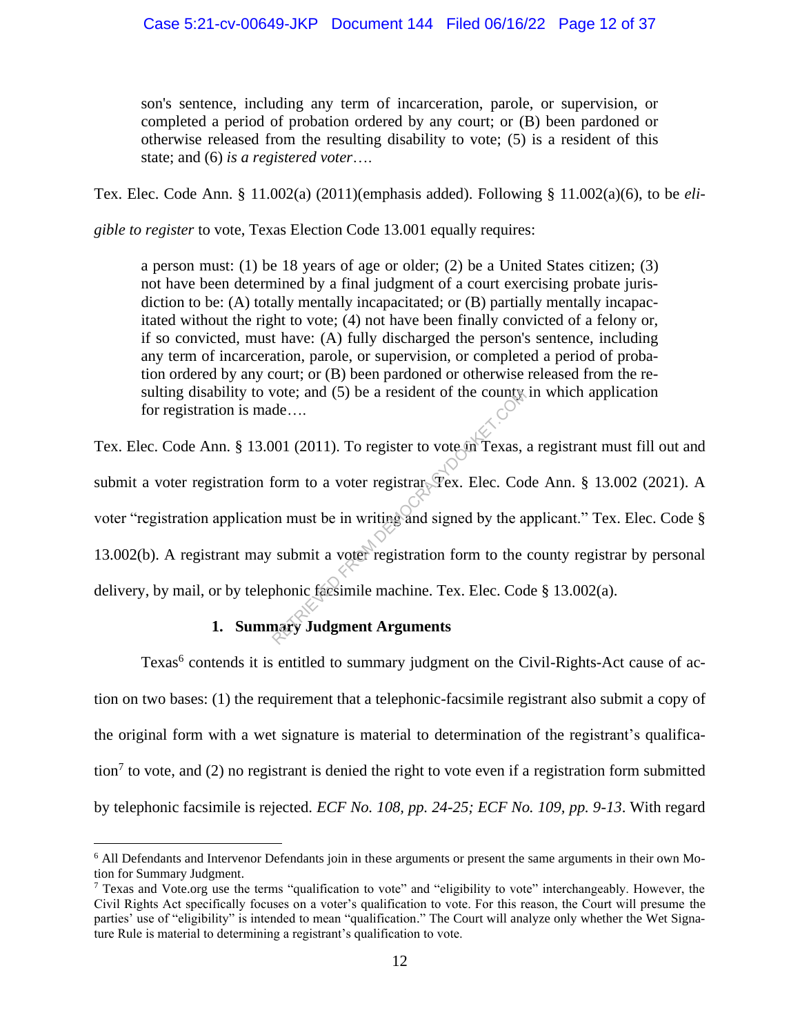> son's sentence, including any term of incarceration, parole, or supervision, or completed a period of probation ordered by any court; or (B) been pardoned or otherwise released from the resulting disability to vote; (5) is a resident of this state; and (6) *is a registered voter*….

Tex. Elec. Code Ann. § 11.002(a) (2011)(emphasis added). Following § 11.002(a)(6), to be *eligible to register* to vote, Texas Election Code 13.001 equally requires:

> a person must: (1) be 18 years of age or older; (2) be a United States citizen; (3) not have been determined by a final judgment of a court exercising probate jurisdiction to be: (A) totally mentally incapacitated; or (B) partially mentally incapacitated without the right to vote; (4) not have been finally convicted of a felony or, if so convicted, must have: (A) fully discharged the person's sentence, including any term of incarceration, parole, or supervision, or completed a period of probation ordered by any court; or (B) been pardoned or otherwise released from the resulting disability to vote; and (5) be a resident of the county in which application for registration is made….

Tex. Elec. Code Ann. § 13.001 (2011). To register to vote in Texas, a registrant must fill out and submit a voter registration form to a voter registrar. Tex. Elec. Code Ann. § 13.002 (2021). A voter "registration application must be in writing and signed by the applicant." Tex. Elec. Code § 13.002(b). A registrant may submit a voter registration form to the county registrar by personal delivery, by mail, or by telephonic facsimile machine. Tex. Elec. Code § 13.002(a).

### 1. Summary Judgment Arguments

Texas[6] contends it is entitled to summary judgment on the Civil-Rights-Act cause of action on two bases: (1) the requirement that a telephonic-facsimile registrant also submit a copy of the original form with a wet signature is material to determination of the registrant's qualification[7] to vote, and (2) no registrant is denied the right to vote even if a registration form submitted by telephonic facsimile is rejected. *ECF No. 108, pp. 24-25; ECF No. 109, pp. 9-13*. With regard

---

[6] All Defendants and Intervenor Defendants join in these arguments or present the same arguments in their own Motion for Summary Judgment.

[7] Texas and Vote.org use the terms "qualification to vote" and "eligibility to vote" interchangeably. However, the Civil Rights Act specifically focuses on a voter's qualification to vote. For this reason, the Court will presume the parties' use of "eligibility" is intended to mean "qualification." The Court will analyze only whether the Wet Signature Rule is material to determining a registrant's qualification to vote.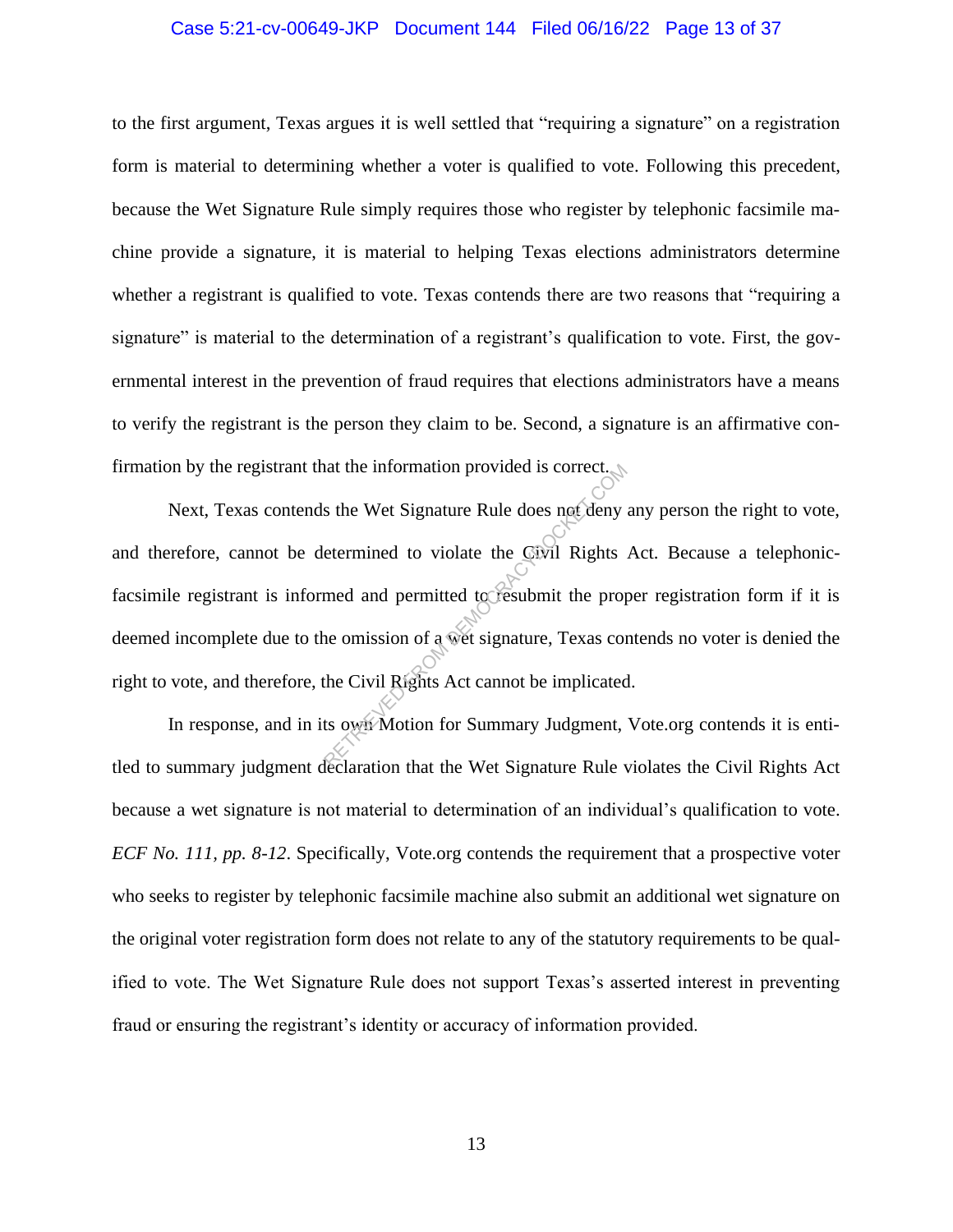to the first argument, Texas argues it is well settled that "requiring a signature" on a registration form is material to determining whether a voter is qualified to vote. Following this precedent, because the Wet Signature Rule simply requires those who register by telephonic facsimile machine provide a signature, it is material to helping Texas elections administrators determine whether a registrant is qualified to vote. Texas contends there are two reasons that "requiring a signature" is material to the determination of a registrant's qualification to vote. First, the governmental interest in the prevention of fraud requires that elections administrators have a means to verify the registrant is the person they claim to be. Second, a signature is an affirmative confirmation by the registrant that the information provided is correct.

Next, Texas contends the Wet Signature Rule does not deny any person the right to vote, and therefore, cannot be determined to violate the Civil Rights Act. Because a telephonic-facsimile registrant is informed and permitted to resubmit the proper registration form if it is deemed incomplete due to the omission of a wet signature, Texas contends no voter is denied the right to vote, and therefore, the Civil Rights Act cannot be implicated.

In response, and in its own Motion for Summary Judgment, Vote.org contends it is entitled to summary judgment declaration that the Wet Signature Rule violates the Civil Rights Act because a wet signature is not material to determination of an individual's qualification to vote. *ECF No. 111, pp. 8-12*. Specifically, Vote.org contends the requirement that a prospective voter who seeks to register by telephonic facsimile machine also submit an additional wet signature on the original voter registration form does not relate to any of the statutory requirements to be qualified to vote. The Wet Signature Rule does not support Texas's asserted interest in preventing fraud or ensuring the registrant's identity or accuracy of information provided.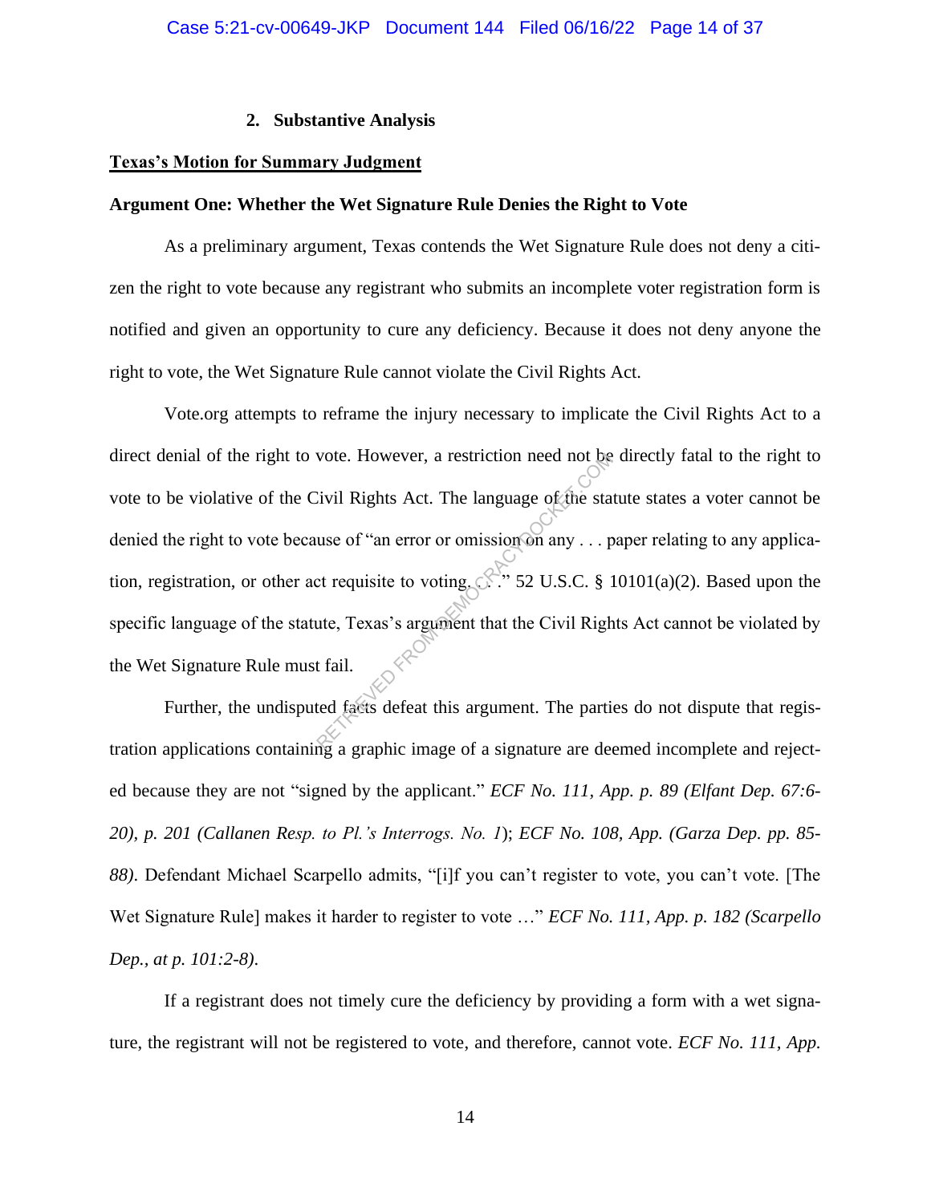### 2. Substantive Analysis

**<u>Texas's Motion for Summary Judgment</u>**

**Argument One: Whether the Wet Signature Rule Denies the Right to Vote**

As a preliminary argument, Texas contends the Wet Signature Rule does not deny a citizen the right to vote because any registrant who submits an incomplete voter registration form is notified and given an opportunity to cure any deficiency. Because it does not deny anyone the right to vote, the Wet Signature Rule cannot violate the Civil Rights Act.

Vote.org attempts to reframe the injury necessary to implicate the Civil Rights Act to a direct denial of the right to vote. However, a restriction need not be directly fatal to the right to vote to be violative of the Civil Rights Act. The language of the statute states a voter cannot be denied the right to vote because of "an error or omission on any . . . paper relating to any application, registration, or other act requisite to voting. . . ." 52 U.S.C. § 10101(a)(2). Based upon the specific language of the statute, Texas's argument that the Civil Rights Act cannot be violated by the Wet Signature Rule must fail.

Further, the undisputed facts defeat this argument. The parties do not dispute that registration applications containing a graphic image of a signature are deemed incomplete and rejected because they are not "signed by the applicant." *ECF No. 111, App. p. 89 (Elfant Dep. 67:6-20), p. 201 (Callanen Resp. to Pl.'s Interrogs. No. 1)*; *ECF No. 108, App. (Garza Dep. pp. 85-88)*. Defendant Michael Scarpello admits, "[i]f you can't register to vote, you can't vote. [The Wet Signature Rule] makes it harder to register to vote …" *ECF No. 111, App. p. 182 (Scarpello Dep., at p. 101:2-8)*.

If a registrant does not timely cure the deficiency by providing a form with a wet signature, the registrant will not be registered to vote, and therefore, cannot vote. *ECF No. 111, App.*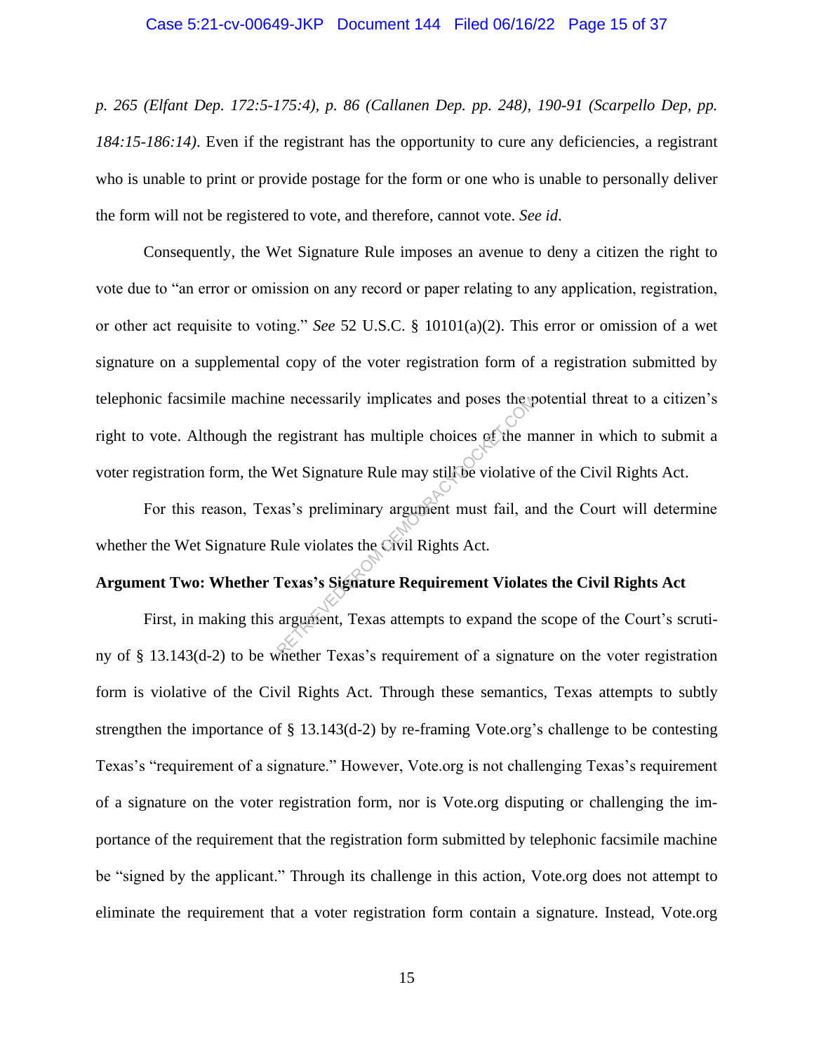*p. 265 (Elfant Dep. 172:5-175:4), p. 86 (Callanen Dep. pp. 248), 190-91 (Scarpello Dep, pp. 184:15-186:14)*. Even if the registrant has the opportunity to cure any deficiencies, a registrant who is unable to print or provide postage for the form or one who is unable to personally deliver the form will not be registered to vote, and therefore, cannot vote. *See id*.

Consequently, the Wet Signature Rule imposes an avenue to deny a citizen the right to vote due to "an error or omission on any record or paper relating to any application, registration, or other act requisite to voting." *See* 52 U.S.C. § 10101(a)(2). This error or omission of a wet signature on a supplemental copy of the voter registration form of a registration submitted by telephonic facsimile machine necessarily implicates and poses the potential threat to a citizen's right to vote. Although the registrant has multiple choices of the manner in which to submit a voter registration form, the Wet Signature Rule may still be violative of the Civil Rights Act.

For this reason, Texas's preliminary argument must fail, and the Court will determine whether the Wet Signature Rule violates the Civil Rights Act.

**Argument Two: Whether Texas's Signature Requirement Violates the Civil Rights Act**

First, in making this argument, Texas attempts to expand the scope of the Court's scrutiny of § 13.143(d-2) to be whether Texas's requirement of a signature on the voter registration form is violative of the Civil Rights Act. Through these semantics, Texas attempts to subtly strengthen the importance of § 13.143(d-2) by re-framing Vote.org's challenge to be contesting Texas's "requirement of a signature." However, Vote.org is not challenging Texas's requirement of a signature on the voter registration form, nor is Vote.org disputing or challenging the importance of the requirement that the registration form submitted by telephonic facsimile machine be "signed by the applicant." Through its challenge in this action, Vote.org does not attempt to eliminate the requirement that a voter registration form contain a signature. Instead, Vote.org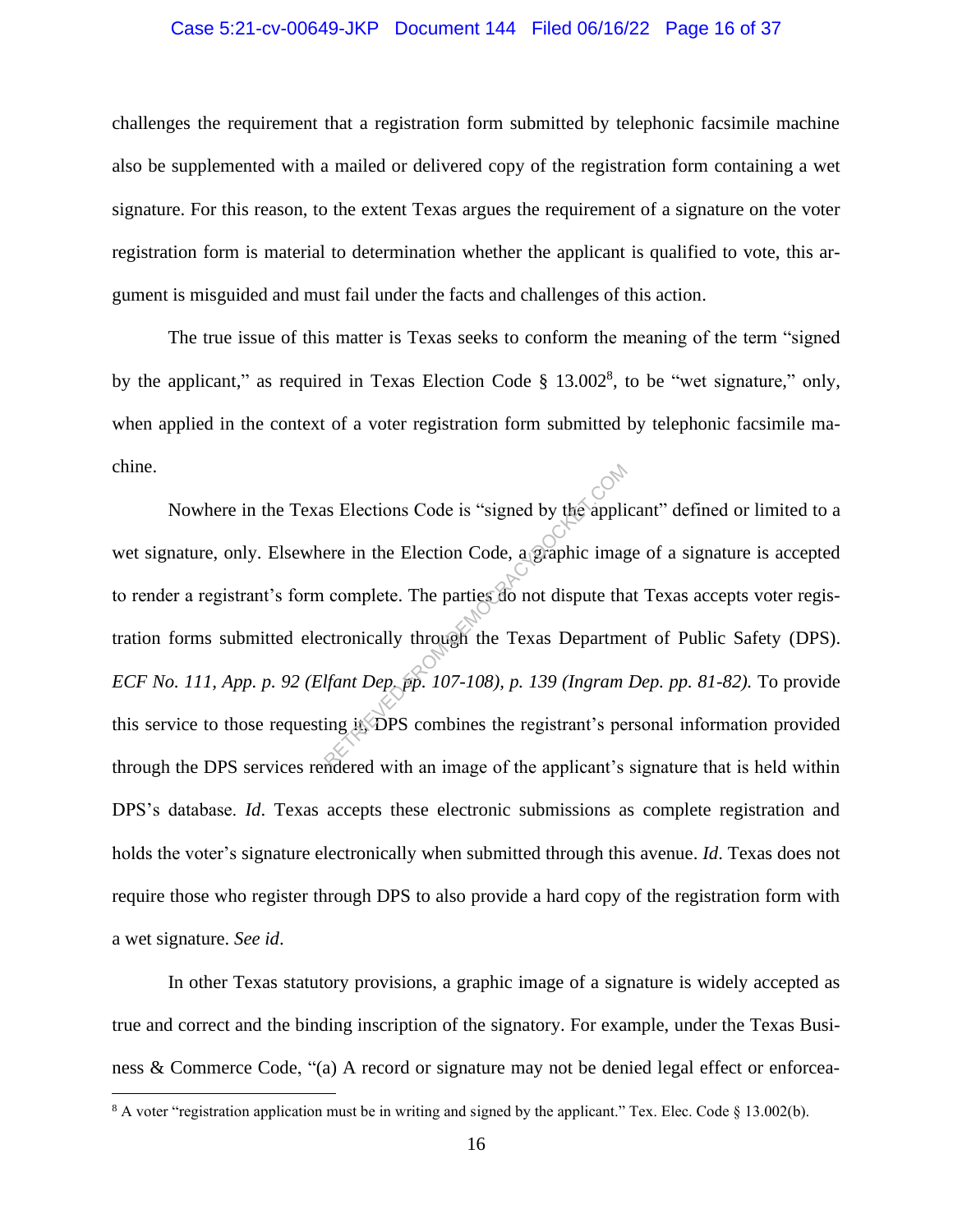challenges the requirement that a registration form submitted by telephonic facsimile machine also be supplemented with a mailed or delivered copy of the registration form containing a wet signature. For this reason, to the extent Texas argues the requirement of a signature on the voter registration form is material to determination whether the applicant is qualified to vote, this argument is misguided and must fail under the facts and challenges of this action.

The true issue of this matter is Texas seeks to conform the meaning of the term "signed by the applicant," as required in Texas Election Code § 13.002[8], to be "wet signature," only, when applied in the context of a voter registration form submitted by telephonic facsimile machine.

Nowhere in the Texas Elections Code is "signed by the applicant" defined or limited to a wet signature, only. Elsewhere in the Election Code, a graphic image of a signature is accepted to render a registrant's form complete. The parties do not dispute that Texas accepts voter registration forms submitted electronically through the Texas Department of Public Safety (DPS). *ECF No. 111, App. p. 92 (Elfant Dep. pp. 107-108), p. 139 (Ingram Dep. pp. 81-82).* To provide this service to those requesting it, DPS combines the registrant's personal information provided through the DPS services rendered with an image of the applicant's signature that is held within DPS's database. *Id*. Texas accepts these electronic submissions as complete registration and holds the voter's signature electronically when submitted through this avenue. *Id*. Texas does not require those who register through DPS to also provide a hard copy of the registration form with a wet signature. *See id*.

In other Texas statutory provisions, a graphic image of a signature is widely accepted as true and correct and the binding inscription of the signatory. For example, under the Texas Business & Commerce Code, "(a) A record or signature may not be denied legal effect or enforcea-

[8] A voter "registration application must be in writing and signed by the applicant." Tex. Elec. Code § 13.002(b).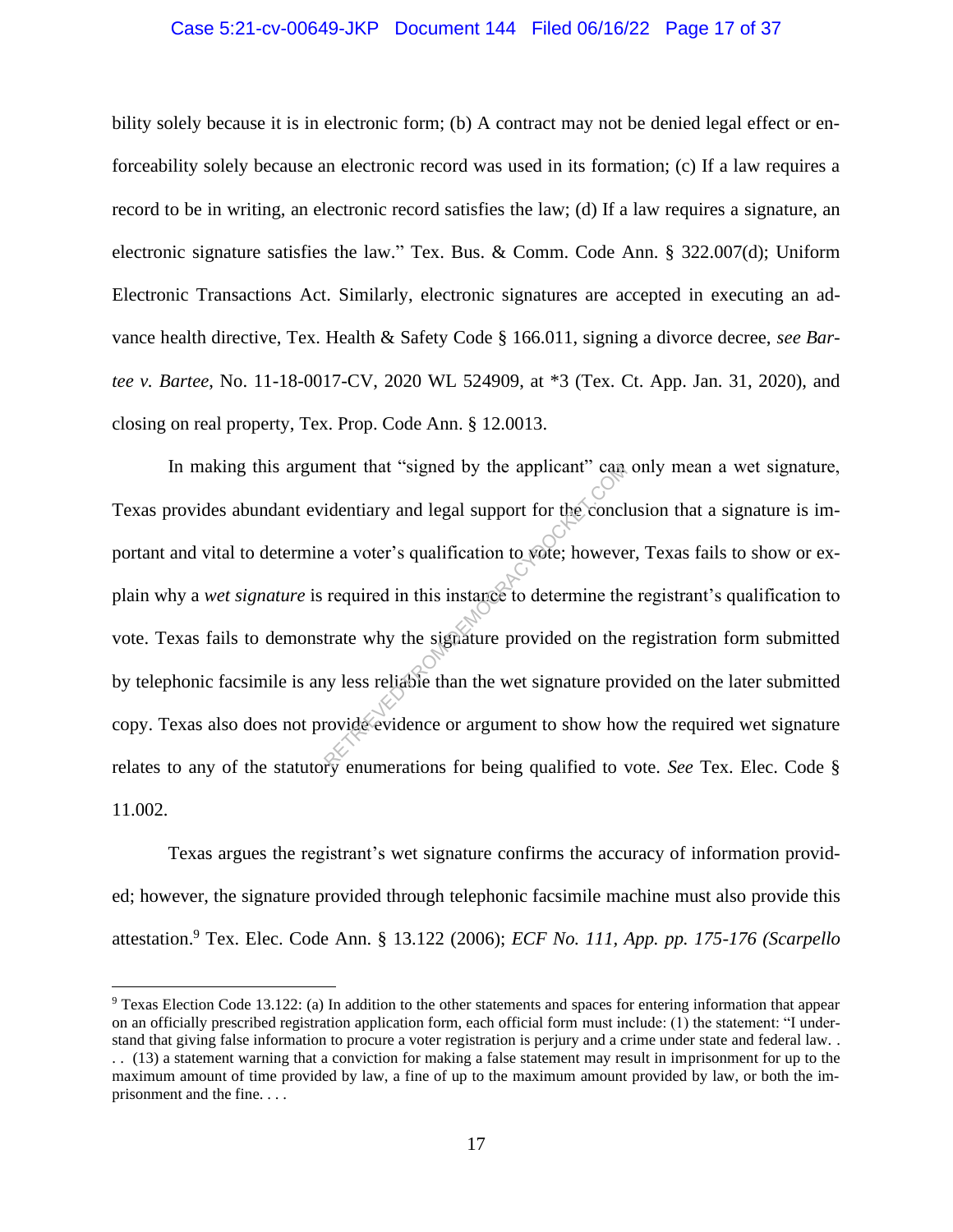bility solely because it is in electronic form; (b) A contract may not be denied legal effect or enforceability solely because an electronic record was used in its formation; (c) If a law requires a record to be in writing, an electronic record satisfies the law; (d) If a law requires a signature, an electronic signature satisfies the law." Tex. Bus. & Comm. Code Ann. § 322.007(d); Uniform Electronic Transactions Act. Similarly, electronic signatures are accepted in executing an advance health directive, Tex. Health & Safety Code § 166.011, signing a divorce decree, *see Bartee v. Bartee*, No. 11-18-0017-CV, 2020 WL 524909, at *3 (Tex. Ct. App. Jan. 31, 2020), and closing on real property, Tex. Prop. Code Ann. § 12.0013.

In making this argument that "signed by the applicant" can only mean a wet signature, Texas provides abundant evidentiary and legal support for the conclusion that a signature is important and vital to determine a voter's qualification to vote; however, Texas fails to show or explain why a *wet signature* is required in this instance to determine the registrant's qualification to vote. Texas fails to demonstrate why the signature provided on the registration form submitted by telephonic facsimile is any less reliable than the wet signature provided on the later submitted copy. Texas also does not provide evidence or argument to show how the required wet signature relates to any of the statutory enumerations for being qualified to vote. *See* Tex. Elec. Code § 11.002.

Texas argues the registrant's wet signature confirms the accuracy of information provided; however, the signature provided through telephonic facsimile machine must also provide this attestation.[9] Tex. Elec. Code Ann. § 13.122 (2006); *ECF No. 111, App. pp. 175-176 (Scarpello*

---

[9] Texas Election Code 13.122: (a) In addition to the other statements and spaces for entering information that appear on an officially prescribed registration application form, each official form must include: (1) the statement: "I understand that giving false information to procure a voter registration is perjury and a crime under state and federal law. . . . (13) a statement warning that a conviction for making a false statement may result in imprisonment for up to the maximum amount of time provided by law, a fine of up to the maximum amount provided by law, or both the imprisonment and the fine. . . .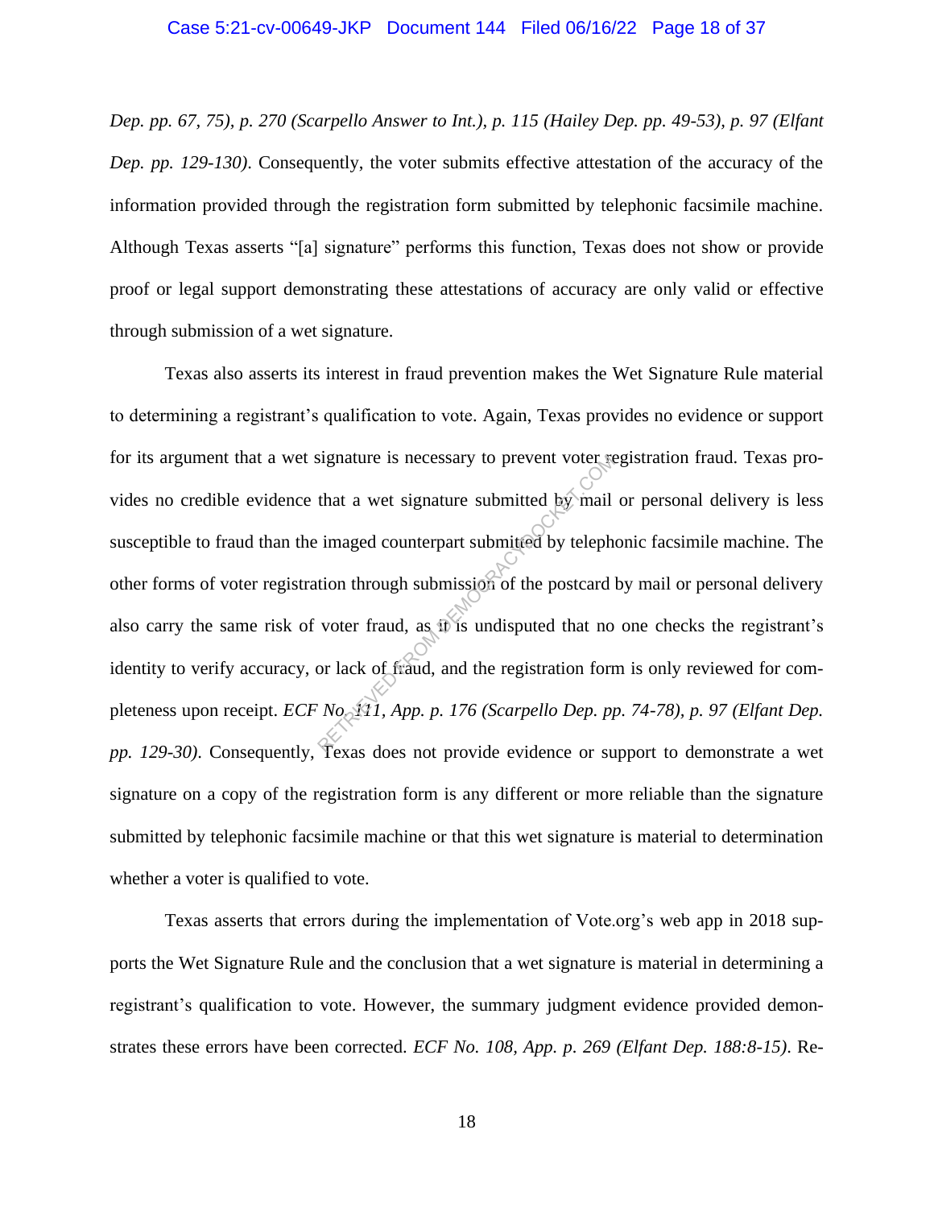*Dep. pp. 67, 75), p. 270 (Scarpello Answer to Int.), p. 115 (Hailey Dep. pp. 49-53), p. 97 (Elfant Dep. pp. 129-130)*. Consequently, the voter submits effective attestation of the accuracy of the information provided through the registration form submitted by telephonic facsimile machine. Although Texas asserts "[a] signature" performs this function, Texas does not show or provide proof or legal support demonstrating these attestations of accuracy are only valid or effective through submission of a wet signature.

Texas also asserts its interest in fraud prevention makes the Wet Signature Rule material to determining a registrant's qualification to vote. Again, Texas provides no evidence or support for its argument that a wet signature is necessary to prevent voter registration fraud. Texas provides no credible evidence that a wet signature submitted by mail or personal delivery is less susceptible to fraud than the imaged counterpart submitted by telephonic facsimile machine. The other forms of voter registration through submission of the postcard by mail or personal delivery also carry the same risk of voter fraud, as it is undisputed that no one checks the registrant's identity to verify accuracy, or lack of fraud, and the registration form is only reviewed for completeness upon receipt. *ECF No. 111, App. p. 176 (Scarpello Dep. pp. 74-78), p. 97 (Elfant Dep. pp. 129-30)*. Consequently, Texas does not provide evidence or support to demonstrate a wet signature on a copy of the registration form is any different or more reliable than the signature submitted by telephonic facsimile machine or that this wet signature is material to determination whether a voter is qualified to vote.

Texas asserts that errors during the implementation of Vote.org's web app in 2018 supports the Wet Signature Rule and the conclusion that a wet signature is material in determining a registrant's qualification to vote. However, the summary judgment evidence provided demonstrates these errors have been corrected. *ECF No. 108, App. p. 269 (Elfant Dep. 188:8-15)*. Re-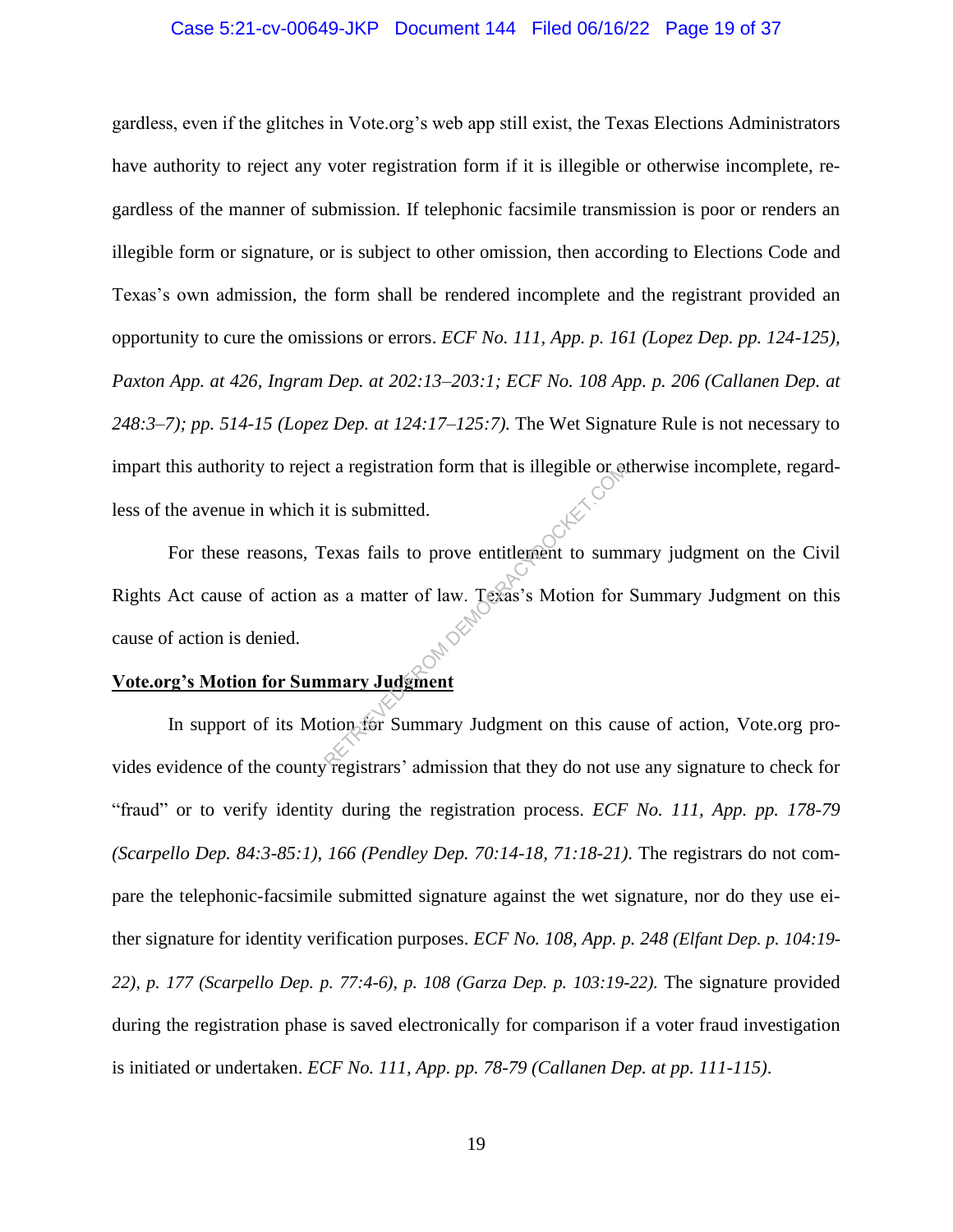gardless, even if the glitches in Vote.org's web app still exist, the Texas Elections Administrators have authority to reject any voter registration form if it is illegible or otherwise incomplete, regardless of the manner of submission. If telephonic facsimile transmission is poor or renders an illegible form or signature, or is subject to other omission, then according to Elections Code and Texas's own admission, the form shall be rendered incomplete and the registrant provided an opportunity to cure the omissions or errors. *ECF No. 111, App. p. 161 (Lopez Dep. pp. 124-125), Paxton App. at 426, Ingram Dep. at 202:13–203:1; ECF No. 108 App. p. 206 (Callanen Dep. at 248:3–7); pp. 514-15 (Lopez Dep. at 124:17–125:7).* The Wet Signature Rule is not necessary to impart this authority to reject a registration form that is illegible or otherwise incomplete, regardless of the avenue in which it is submitted.

For these reasons, Texas fails to prove entitlement to summary judgment on the Civil Rights Act cause of action as a matter of law. Texas's Motion for Summary Judgment on this cause of action is denied.

**<u>Vote.org's Motion for Summary Judgment</u>**

In support of its Motion for Summary Judgment on this cause of action, Vote.org provides evidence of the county registrars' admission that they do not use any signature to check for "fraud" or to verify identity during the registration process. *ECF No. 111, App. pp. 178-79 (Scarpello Dep. 84:3-85:1), 166 (Pendley Dep. 70:14-18, 71:18-21).* The registrars do not compare the telephonic-facsimile submitted signature against the wet signature, nor do they use either signature for identity verification purposes. *ECF No. 108, App. p. 248 (Elfant Dep. p. 104:19-22), p. 177 (Scarpello Dep. p. 77:4-6), p. 108 (Garza Dep. p. 103:19-22).* The signature provided during the registration phase is saved electronically for comparison if a voter fraud investigation is initiated or undertaken. *ECF No. 111, App. pp. 78-79 (Callanen Dep. at pp. 111-115).*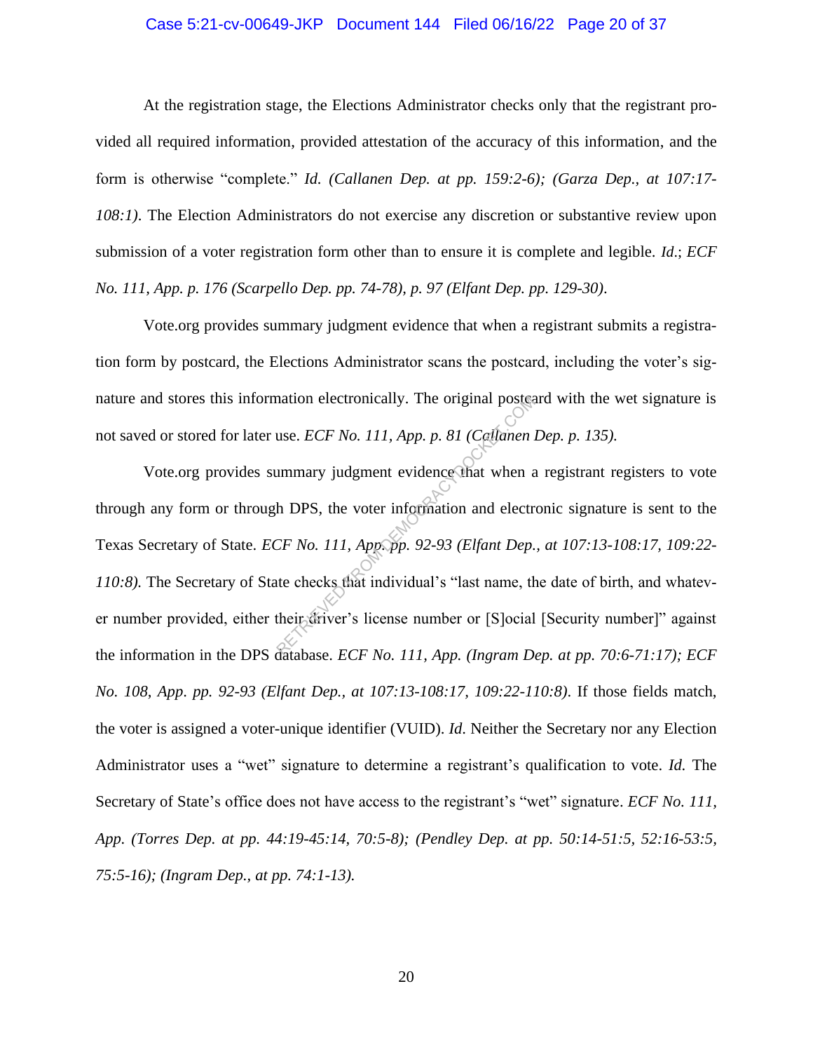At the registration stage, the Elections Administrator checks only that the registrant provided all required information, provided attestation of the accuracy of this information, and the form is otherwise "complete." *Id. (Callanen Dep. at pp. 159:2-6); (Garza Dep., at 107:17-108:1)*. The Election Administrators do not exercise any discretion or substantive review upon submission of a voter registration form other than to ensure it is complete and legible. *Id.*; *ECF No. 111, App. p. 176 (Scarpello Dep. pp. 74-78), p. 97 (Elfant Dep. pp. 129-30)*.

Vote.org provides summary judgment evidence that when a registrant submits a registration form by postcard, the Elections Administrator scans the postcard, including the voter's signature and stores this information electronically. The original postcard with the wet signature is not saved or stored for later use. *ECF No. 111, App. p. 81 (Callanen Dep. p. 135).*

Vote.org provides summary judgment evidence that when a registrant registers to vote through any form or through DPS, the voter information and electronic signature is sent to the Texas Secretary of State. *ECF No. 111, App. pp. 92-93 (Elfant Dep., at 107:13-108:17, 109:22-110:8).* The Secretary of State checks that individual's "last name, the date of birth, and whatever number provided, either their driver's license number or [S]ocial [Security number]" against the information in the DPS database. *ECF No. 111, App. (Ingram Dep. at pp. 70:6-71:17); ECF No. 108, App. pp. 92-93 (Elfant Dep., at 107:13-108:17, 109:22-110:8)*. If those fields match, the voter is assigned a voter-unique identifier (VUID). *Id.* Neither the Secretary nor any Election Administrator uses a "wet" signature to determine a registrant's qualification to vote. *Id.* The Secretary of State's office does not have access to the registrant's "wet" signature. *ECF No. 111, App. (Torres Dep. at pp. 44:19-45:14, 70:5-8); (Pendley Dep. at pp. 50:14-51:5, 52:16-53:5, 75:5-16); (Ingram Dep., at pp. 74:1-13).*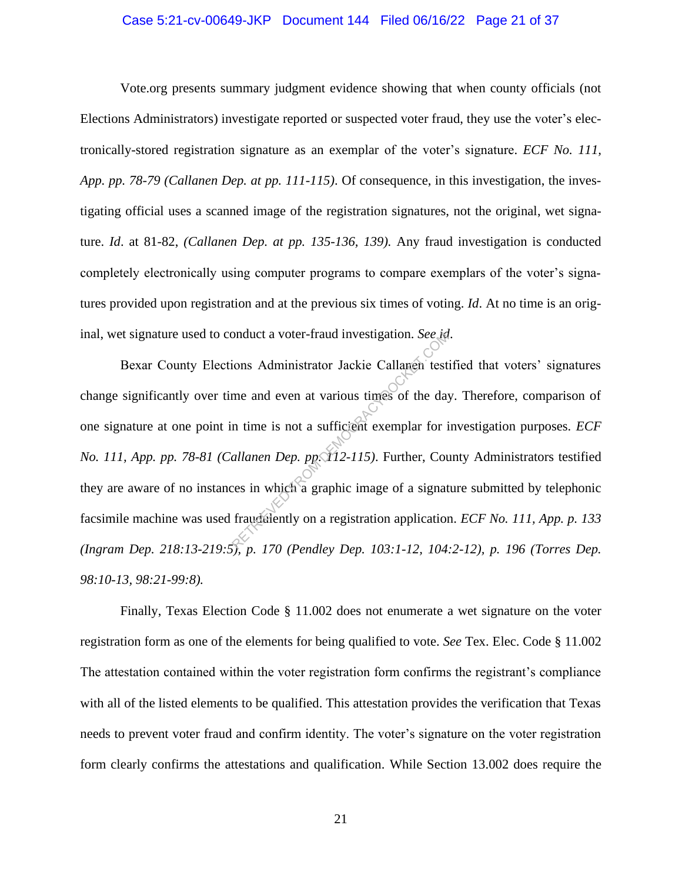Vote.org presents summary judgment evidence showing that when county officials (not Elections Administrators) investigate reported or suspected voter fraud, they use the voter's electronically-stored registration signature as an exemplar of the voter's signature. *ECF No. 111, App. pp. 78-79 (Callanen Dep. at pp. 111-115)*. Of consequence, in this investigation, the investigating official uses a scanned image of the registration signatures, not the original, wet signature. *Id*. at 81-82, *(Callanen Dep. at pp. 135-136, 139).* Any fraud investigation is conducted completely electronically using computer programs to compare exemplars of the voter's signatures provided upon registration and at the previous six times of voting. *Id*. At no time is an original, wet signature used to conduct a voter-fraud investigation. *See id*.

Bexar County Elections Administrator Jackie Callanen testified that voters' signatures change significantly over time and even at various times of the day. Therefore, comparison of one signature at one point in time is not a sufficient exemplar for investigation purposes. *ECF No. 111, App. pp. 78-81 (Callanen Dep. pp. 112-115)*. Further, County Administrators testified they are aware of no instances in which a graphic image of a signature submitted by telephonic facsimile machine was used fraudulently on a registration application. *ECF No. 111, App. p. 133 (Ingram Dep. 218:13-219:5), p. 170 (Pendley Dep. 103:1-12, 104:2-12), p. 196 (Torres Dep. 98:10-13, 98:21-99:8).*

Finally, Texas Election Code § 11.002 does not enumerate a wet signature on the voter registration form as one of the elements for being qualified to vote. *See* Tex. Elec. Code § 11.002 The attestation contained within the voter registration form confirms the registrant's compliance with all of the listed elements to be qualified. This attestation provides the verification that Texas needs to prevent voter fraud and confirm identity. The voter's signature on the voter registration form clearly confirms the attestations and qualification. While Section 13.002 does require the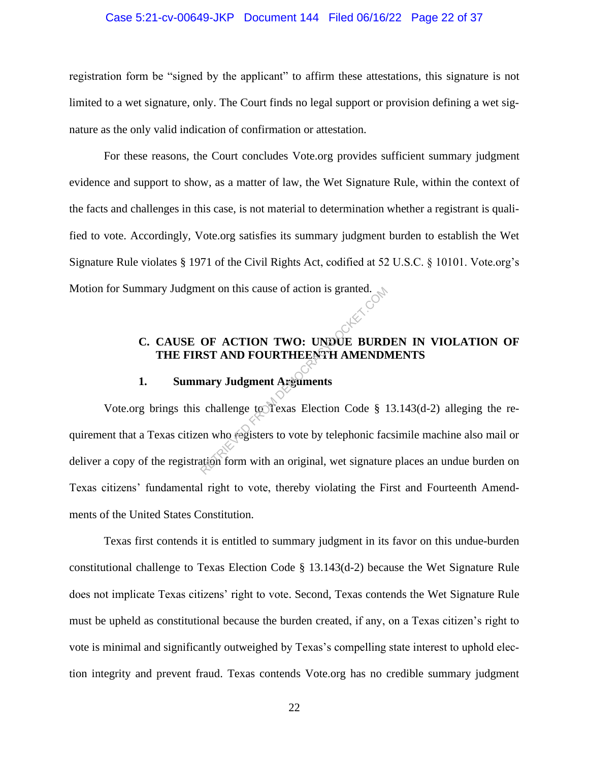registration form be "signed by the applicant" to affirm these attestations, this signature is not limited to a wet signature, only. The Court finds no legal support or provision defining a wet signature as the only valid indication of confirmation or attestation.

For these reasons, the Court concludes Vote.org provides sufficient summary judgment evidence and support to show, as a matter of law, the Wet Signature Rule, within the context of the facts and challenges in this case, is not material to determination whether a registrant is qualified to vote. Accordingly, Vote.org satisfies its summary judgment burden to establish the Wet Signature Rule violates § 1971 of the Civil Rights Act, codified at 52 U.S.C. § 10101. Vote.org's Motion for Summary Judgment on this cause of action is granted.

### C. CAUSE OF ACTION TWO: UNDUE BURDEN IN VIOLATION OF THE FIRST AND FOURTHEENTH AMENDMENTS

#### 1. Summary Judgment Arguments

Vote.org brings this challenge to Texas Election Code § 13.143(d-2) alleging the requirement that a Texas citizen who registers to vote by telephonic facsimile machine also mail or deliver a copy of the registration form with an original, wet signature places an undue burden on Texas citizens' fundamental right to vote, thereby violating the First and Fourteenth Amendments of the United States Constitution.

Texas first contends it is entitled to summary judgment in its favor on this undue-burden constitutional challenge to Texas Election Code § 13.143(d-2) because the Wet Signature Rule does not implicate Texas citizens' right to vote. Second, Texas contends the Wet Signature Rule must be upheld as constitutional because the burden created, if any, on a Texas citizen's right to vote is minimal and significantly outweighed by Texas's compelling state interest to uphold election integrity and prevent fraud. Texas contends Vote.org has no credible summary judgment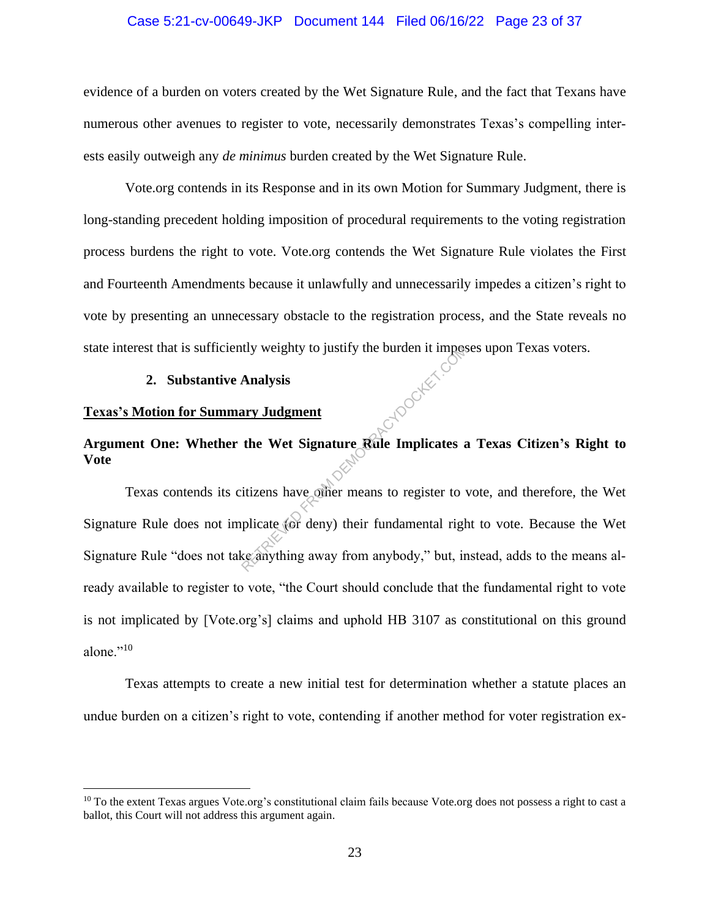evidence of a burden on voters created by the Wet Signature Rule, and the fact that Texans have numerous other avenues to register to vote, necessarily demonstrates Texas's compelling interests easily outweigh any *de minimus* burden created by the Wet Signature Rule.

Vote.org contends in its Response and in its own Motion for Summary Judgment, there is long-standing precedent holding imposition of procedural requirements to the voting registration process burdens the right to vote. Vote.org contends the Wet Signature Rule violates the First and Fourteenth Amendments because it unlawfully and unnecessarily impedes a citizen's right to vote by presenting an unnecessary obstacle to the registration process, and the State reveals no state interest that is sufficiently weighty to justify the burden it imposes upon Texas voters.

**2. Substantive Analysis**

**<u>Texas's Motion for Summary Judgment</u>**

**Argument One: Whether the Wet Signature Rule Implicates a Texas Citizen's Right to Vote**

Texas contends its citizens have other means to register to vote, and therefore, the Wet Signature Rule does not implicate (or deny) their fundamental right to vote. Because the Wet Signature Rule "does not take anything away from anybody," but, instead, adds to the means already available to register to vote, "the Court should conclude that the fundamental right to vote is not implicated by [Vote.org's] claims and uphold HB 3107 as constitutional on this ground alone."[10]

Texas attempts to create a new initial test for determination whether a statute places an undue burden on a citizen's right to vote, contending if another method for voter registration ex-

[10] To the extent Texas argues Vote.org's constitutional claim fails because Vote.org does not possess a right to cast a ballot, this Court will not address this argument again.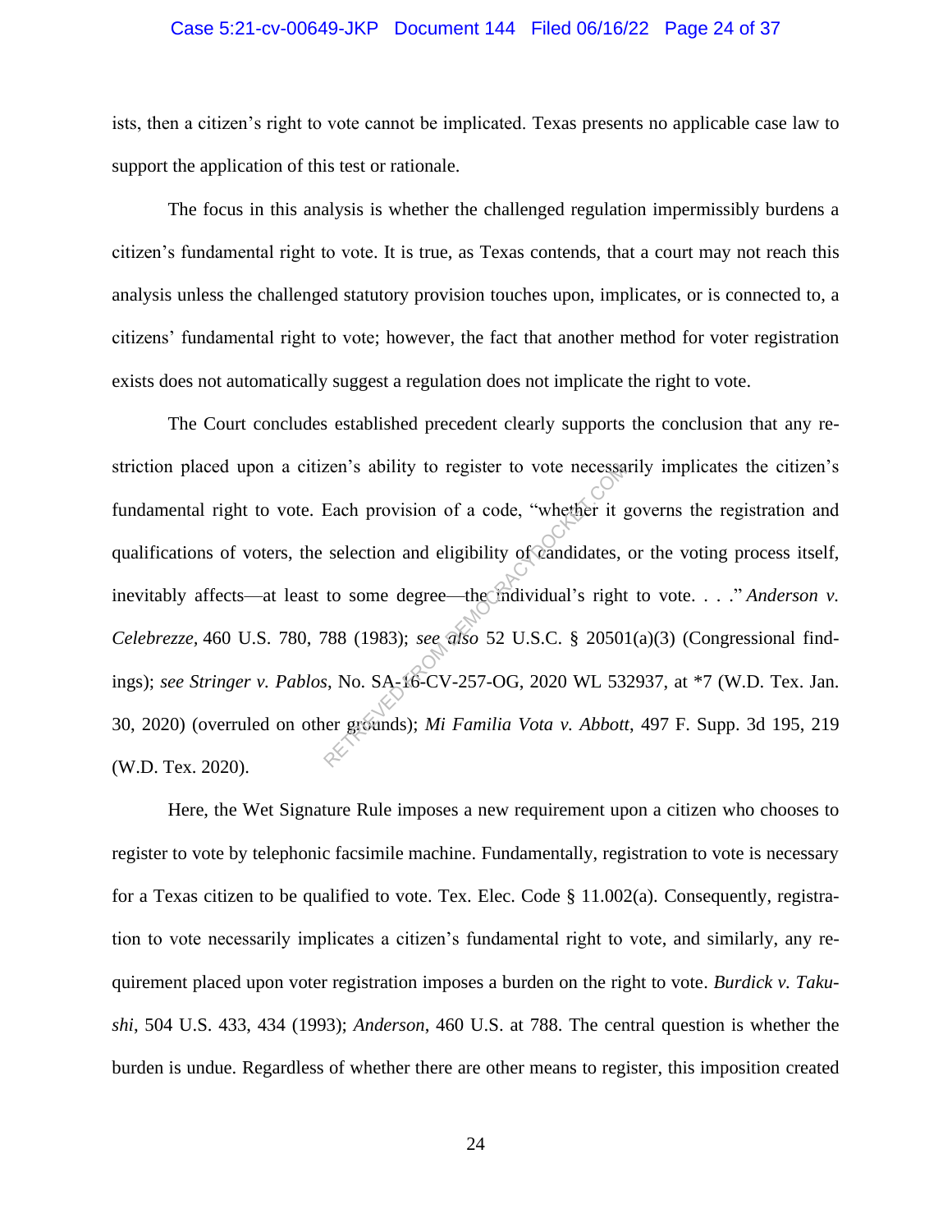ists, then a citizen's right to vote cannot be implicated. Texas presents no applicable case law to support the application of this test or rationale.

The focus in this analysis is whether the challenged regulation impermissibly burdens a citizen's fundamental right to vote. It is true, as Texas contends, that a court may not reach this analysis unless the challenged statutory provision touches upon, implicates, or is connected to, a citizens' fundamental right to vote; however, the fact that another method for voter registration exists does not automatically suggest a regulation does not implicate the right to vote.

The Court concludes established precedent clearly supports the conclusion that any restriction placed upon a citizen's ability to register to vote necessarily implicates the citizen's fundamental right to vote. Each provision of a code, "whether it governs the registration and qualifications of voters, the selection and eligibility of candidates, or the voting process itself, inevitably affects—at least to some degree—the individual's right to vote. . . ." *Anderson v. Celebrezze*, 460 U.S. 780, 788 (1983); *see also* 52 U.S.C. § 20501(a)(3) (Congressional findings); *see Stringer v. Pablos*, No. SA-16-CV-257-OG, 2020 WL 532937, at *7 (W.D. Tex. Jan. 30, 2020) (overruled on other grounds); *Mi Familia Vota v. Abbott*, 497 F. Supp. 3d 195, 219 (W.D. Tex. 2020).

Here, the Wet Signature Rule imposes a new requirement upon a citizen who chooses to register to vote by telephonic facsimile machine. Fundamentally, registration to vote is necessary for a Texas citizen to be qualified to vote. Tex. Elec. Code § 11.002(a). Consequently, registration to vote necessarily implicates a citizen's fundamental right to vote, and similarly, any requirement placed upon voter registration imposes a burden on the right to vote. *Burdick v. Takushi*, 504 U.S. 433, 434 (1993); *Anderson*, 460 U.S. at 788. The central question is whether the burden is undue. Regardless of whether there are other means to register, this imposition created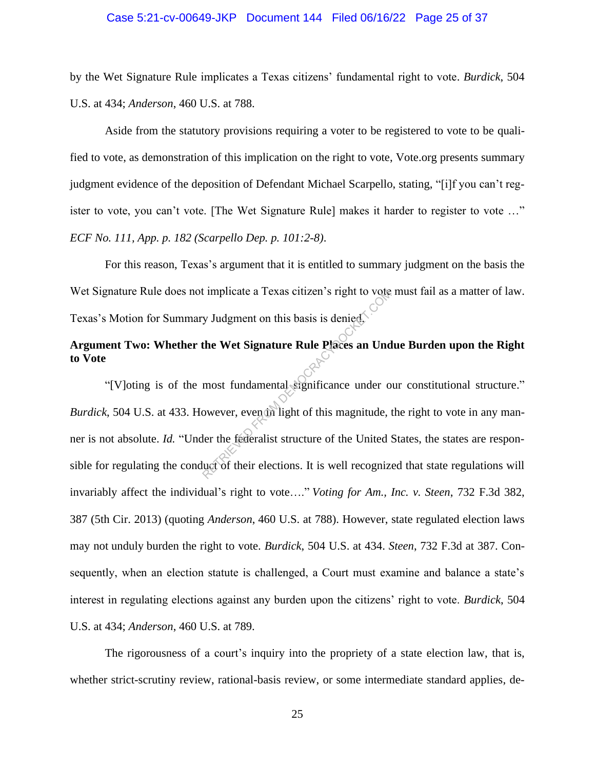by the Wet Signature Rule implicates a Texas citizens' fundamental right to vote. *Burdick*, 504 U.S. at 434; *Anderson*, 460 U.S. at 788.

Aside from the statutory provisions requiring a voter to be registered to vote to be qualified to vote, as demonstration of this implication on the right to vote, Vote.org presents summary judgment evidence of the deposition of Defendant Michael Scarpello, stating, "[i]f you can't register to vote, you can't vote. [The Wet Signature Rule] makes it harder to register to vote …" *ECF No. 111, App. p. 182 (Scarpello Dep. p. 101:2-8)*.

For this reason, Texas's argument that it is entitled to summary judgment on the basis the Wet Signature Rule does not implicate a Texas citizen's right to vote must fail as a matter of law. Texas's Motion for Summary Judgment on this basis is denied.

**Argument Two: Whether the Wet Signature Rule Places an Undue Burden upon the Right to Vote**

"[V]oting is of the most fundamental significance under our constitutional structure." *Burdick*, 504 U.S. at 433. However, even in light of this magnitude, the right to vote in any manner is not absolute. *Id.* "Under the federalist structure of the United States, the states are responsible for regulating the conduct of their elections. It is well recognized that state regulations will invariably affect the individual's right to vote…." *Voting for Am., Inc. v. Steen*, 732 F.3d 382, 387 (5th Cir. 2013) (quoting *Anderson*, 460 U.S. at 788). However, state regulated election laws may not unduly burden the right to vote. *Burdick*, 504 U.S. at 434. *Steen*, 732 F.3d at 387. Consequently, when an election statute is challenged, a Court must examine and balance a state's interest in regulating elections against any burden upon the citizens' right to vote. *Burdick*, 504 U.S. at 434; *Anderson*, 460 U.S. at 789.

The rigorousness of a court's inquiry into the propriety of a state election law, that is, whether strict-scrutiny review, rational-basis review, or some intermediate standard applies, de-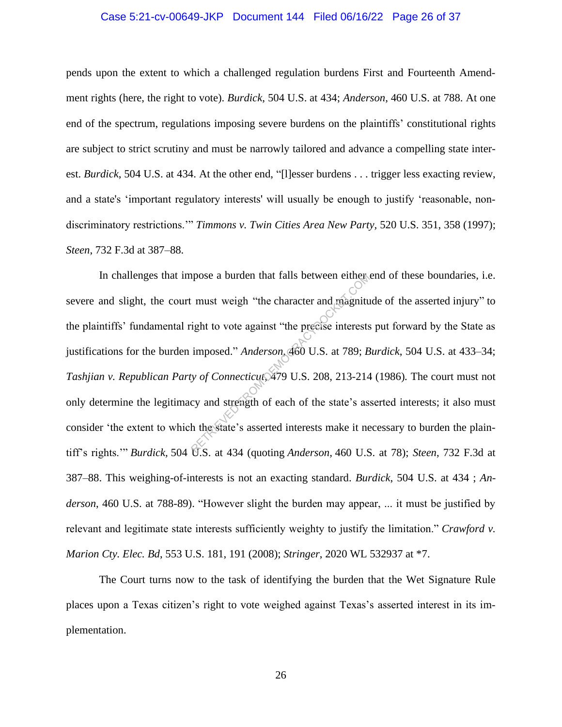pends upon the extent to which a challenged regulation burdens First and Fourteenth Amendment rights (here, the right to vote). *Burdick*, 504 U.S. at 434; *Anderson*, 460 U.S. at 788. At one end of the spectrum, regulations imposing severe burdens on the plaintiffs' constitutional rights are subject to strict scrutiny and must be narrowly tailored and advance a compelling state interest. *Burdick*, 504 U.S. at 434. At the other end, "[l]esser burdens . . . trigger less exacting review, and a state's 'important regulatory interests' will usually be enough to justify 'reasonable, nondiscriminatory restrictions.'" *Timmons v. Twin Cities Area New Party*, 520 U.S. 351, 358 (1997); *Steen*, 732 F.3d at 387–88.

In challenges that impose a burden that falls between either end of these boundaries, i.e. severe and slight, the court must weigh "the character and magnitude of the asserted injury" to the plaintiffs' fundamental right to vote against "the precise interests put forward by the State as justifications for the burden imposed." *Anderson*, 460 U.S. at 789; *Burdick*, 504 U.S. at 433–34; *Tashjian v. Republican Party of Connecticut*, 479 U.S. 208, 213-214 (1986). The court must not only determine the legitimacy and strength of each of the state's asserted interests; it also must consider 'the extent to which the state's asserted interests make it necessary to burden the plaintiff's rights.'" *Burdick,* 504 U.S. at 434 (quoting *Anderson*, 460 U.S. at 78); *Steen*, 732 F.3d at 387–88. This weighing-of-interests is not an exacting standard. *Burdick*, 504 U.S. at 434 ; *Anderson*, 460 U.S. at 788-89). "However slight the burden may appear, ... it must be justified by relevant and legitimate state interests sufficiently weighty to justify the limitation." *Crawford v. Marion Cty. Elec. Bd*, 553 U.S. 181, 191 (2008); *Stringer*, 2020 WL 532937 at *7.

The Court turns now to the task of identifying the burden that the Wet Signature Rule places upon a Texas citizen's right to vote weighed against Texas's asserted interest in its implementation.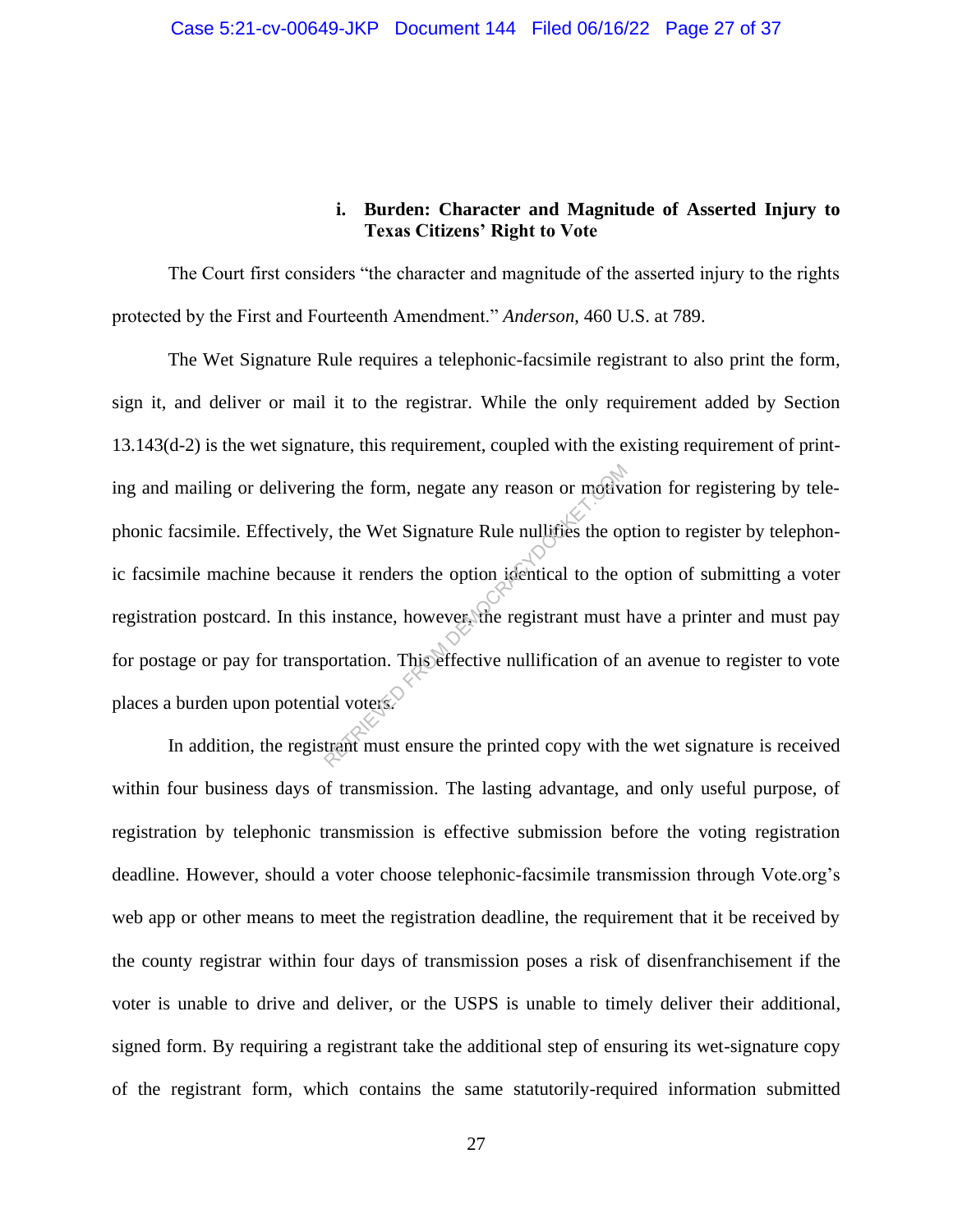#### i. Burden: Character and Magnitude of Asserted Injury to Texas Citizens' Right to Vote

The Court first considers "the character and magnitude of the asserted injury to the rights protected by the First and Fourteenth Amendment." *Anderson*, 460 U.S. at 789.

The Wet Signature Rule requires a telephonic-facsimile registrant to also print the form, sign it, and deliver or mail it to the registrar. While the only requirement added by Section 13.143(d-2) is the wet signature, this requirement, coupled with the existing requirement of printing and mailing or delivering the form, negate any reason or motivation for registering by telephonic facsimile. Effectively, the Wet Signature Rule nullifies the option to register by telephonic facsimile machine because it renders the option identical to the option of submitting a voter registration postcard. In this instance, however, the registrant must have a printer and must pay for postage or pay for transportation. This effective nullification of an avenue to register to vote places a burden upon potential voters.

In addition, the registrant must ensure the printed copy with the wet signature is received within four business days of transmission. The lasting advantage, and only useful purpose, of registration by telephonic transmission is effective submission before the voting registration deadline. However, should a voter choose telephonic-facsimile transmission through Vote.org's web app or other means to meet the registration deadline, the requirement that it be received by the county registrar within four days of transmission poses a risk of disenfranchisement if the voter is unable to drive and deliver, or the USPS is unable to timely deliver their additional, signed form. By requiring a registrant take the additional step of ensuring its wet-signature copy of the registrant form, which contains the same statutorily-required information submitted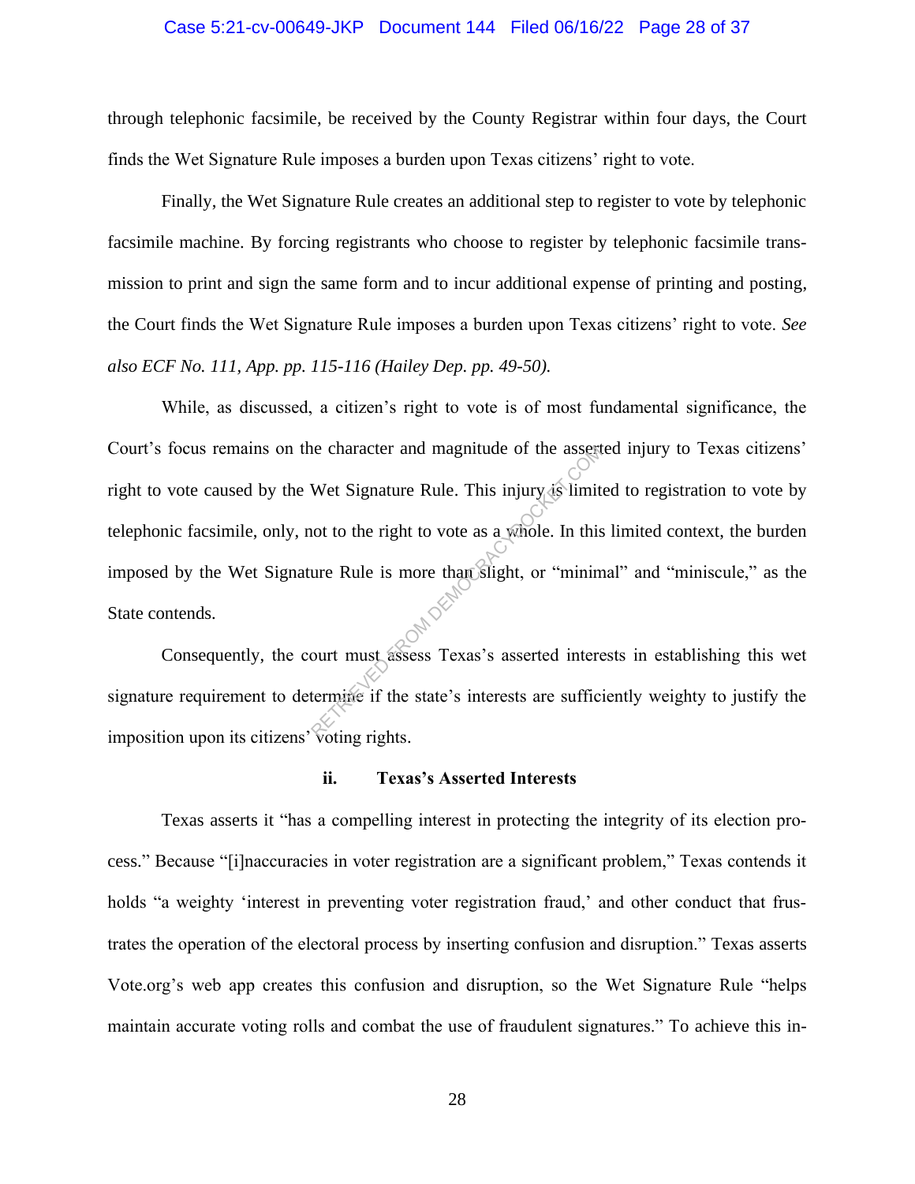through telephonic facsimile, be received by the County Registrar within four days, the Court finds the Wet Signature Rule imposes a burden upon Texas citizens' right to vote.

Finally, the Wet Signature Rule creates an additional step to register to vote by telephonic facsimile machine. By forcing registrants who choose to register by telephonic facsimile transmission to print and sign the same form and to incur additional expense of printing and posting, the Court finds the Wet Signature Rule imposes a burden upon Texas citizens' right to vote. *See also ECF No. 111, App. pp. 115-116 (Hailey Dep. pp. 49-50).*

While, as discussed, a citizen's right to vote is of most fundamental significance, the Court's focus remains on the character and magnitude of the asserted injury to Texas citizens' right to vote caused by the Wet Signature Rule. This injury is limited to registration to vote by telephonic facsimile, only, not to the right to vote as a whole. In this limited context, the burden imposed by the Wet Signature Rule is more than slight, or "minimal" and "miniscule," as the State contends.

Consequently, the court must assess Texas's asserted interests in establishing this wet signature requirement to determine if the state's interests are sufficiently weighty to justify the imposition upon its citizens' voting rights.

**ii. Texas's Asserted Interests**

Texas asserts it "has a compelling interest in protecting the integrity of its election process." Because "[i]naccuracies in voter registration are a significant problem," Texas contends it holds "a weighty 'interest in preventing voter registration fraud,' and other conduct that frustrates the operation of the electoral process by inserting confusion and disruption." Texas asserts Vote.org's web app creates this confusion and disruption, so the Wet Signature Rule "helps maintain accurate voting rolls and combat the use of fraudulent signatures." To achieve this in-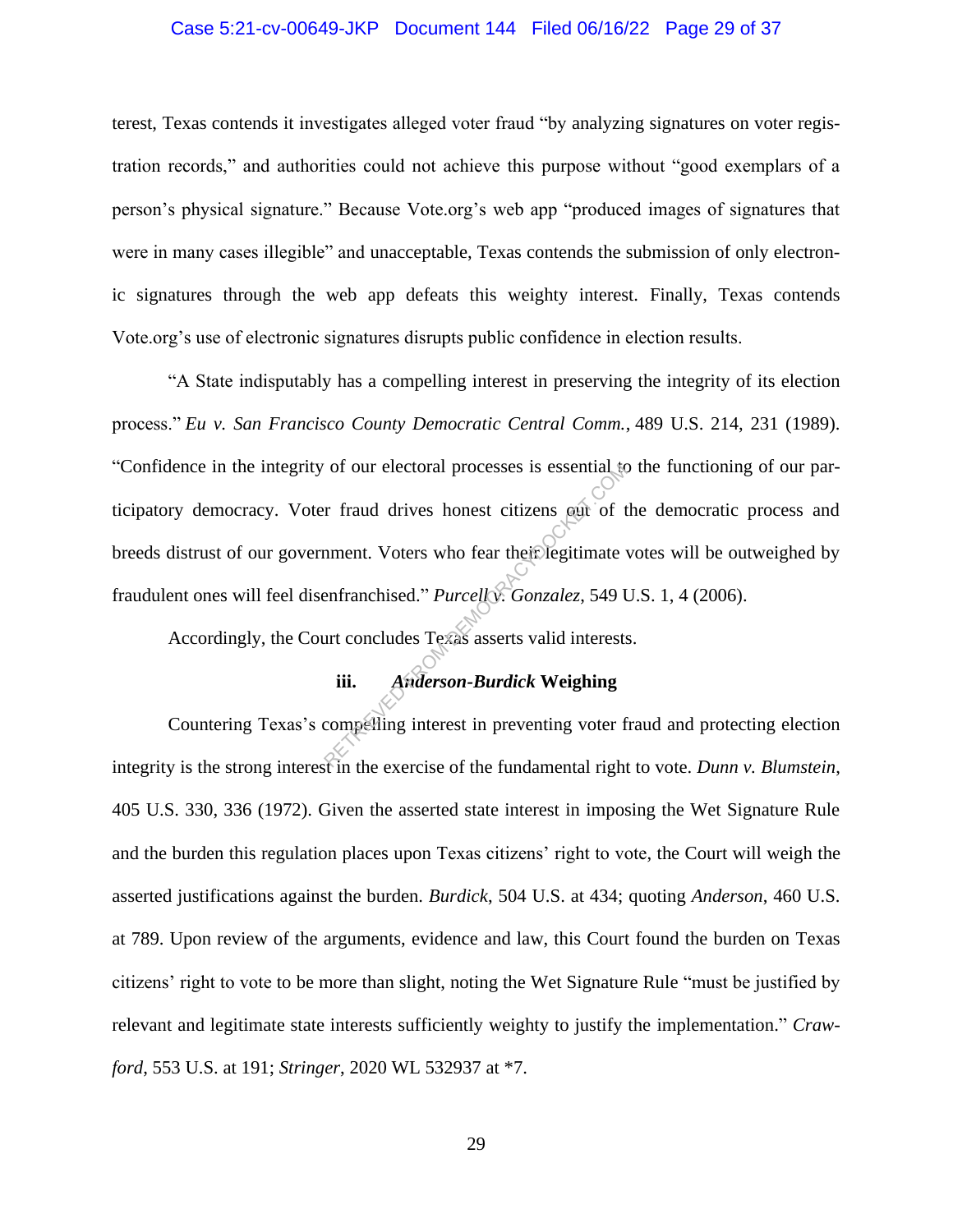terest, Texas contends it investigates alleged voter fraud "by analyzing signatures on voter registration records," and authorities could not achieve this purpose without "good exemplars of a person's physical signature." Because Vote.org's web app "produced images of signatures that were in many cases illegible" and unacceptable, Texas contends the submission of only electronic signatures through the web app defeats this weighty interest. Finally, Texas contends Vote.org's use of electronic signatures disrupts public confidence in election results.

"A State indisputably has a compelling interest in preserving the integrity of its election process." *Eu v. San Francisco County Democratic Central Comm.*, 489 U.S. 214, 231 (1989). "Confidence in the integrity of our electoral processes is essential to the functioning of our participatory democracy. Voter fraud drives honest citizens out of the democratic process and breeds distrust of our government. Voters who fear their legitimate votes will be outweighed by fraudulent ones will feel disenfranchised." *Purcell v. Gonzalez*, 549 U.S. 1, 4 (2006).

Accordingly, the Court concludes Texas asserts valid interests.

### iii. *Anderson-Burdick* Weighing

Countering Texas's compelling interest in preventing voter fraud and protecting election integrity is the strong interest in the exercise of the fundamental right to vote. *Dunn v. Blumstein*, 405 U.S. 330, 336 (1972). Given the asserted state interest in imposing the Wet Signature Rule and the burden this regulation places upon Texas citizens' right to vote, the Court will weigh the asserted justifications against the burden. *Burdick*, 504 U.S. at 434; quoting *Anderson*, 460 U.S. at 789. Upon review of the arguments, evidence and law, this Court found the burden on Texas citizens' right to vote to be more than slight, noting the Wet Signature Rule "must be justified by relevant and legitimate state interests sufficiently weighty to justify the implementation." *Crawford*, 553 U.S. at 191; *Stringer*, 2020 WL 532937 at *7.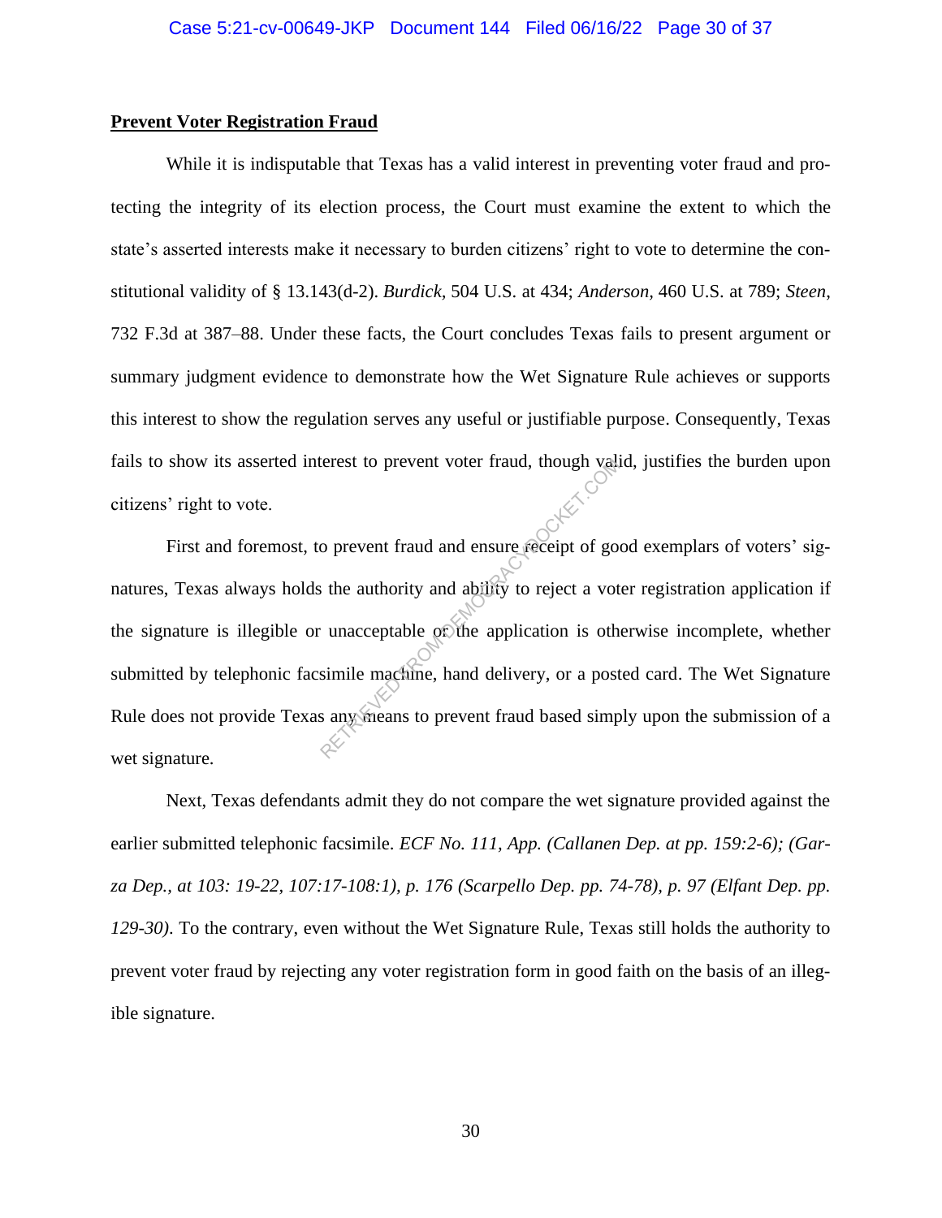**Prevent Voter Registration Fraud**

While it is indisputable that Texas has a valid interest in preventing voter fraud and protecting the integrity of its election process, the Court must examine the extent to which the state's asserted interests make it necessary to burden citizens' right to vote to determine the constitutional validity of § 13.143(d-2). *Burdick*, 504 U.S. at 434; *Anderson*, 460 U.S. at 789; *Steen*, 732 F.3d at 387–88. Under these facts, the Court concludes Texas fails to present argument or summary judgment evidence to demonstrate how the Wet Signature Rule achieves or supports this interest to show the regulation serves any useful or justifiable purpose. Consequently, Texas fails to show its asserted interest to prevent voter fraud, though valid, justifies the burden upon citizens' right to vote.

First and foremost, to prevent fraud and ensure receipt of good exemplars of voters' signatures, Texas always holds the authority and ability to reject a voter registration application if the signature is illegible or unacceptable or the application is otherwise incomplete, whether submitted by telephonic facsimile machine, hand delivery, or a posted card. The Wet Signature Rule does not provide Texas any means to prevent fraud based simply upon the submission of a wet signature.

Next, Texas defendants admit they do not compare the wet signature provided against the earlier submitted telephonic facsimile. *ECF No. 111, App. (Callanen Dep. at pp. 159:2-6); (Garza Dep., at 103: 19-22, 107:17-108:1), p. 176 (Scarpello Dep. pp. 74-78), p. 97 (Elfant Dep. pp. 129-30)*. To the contrary, even without the Wet Signature Rule, Texas still holds the authority to prevent voter fraud by rejecting any voter registration form in good faith on the basis of an illegible signature.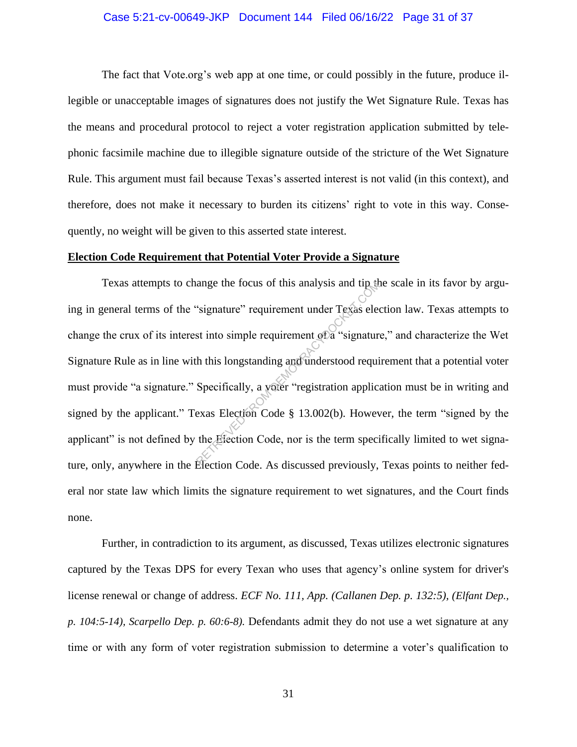The fact that Vote.org's web app at one time, or could possibly in the future, produce illegible or unacceptable images of signatures does not justify the Wet Signature Rule. Texas has the means and procedural protocol to reject a voter registration application submitted by telephonic facsimile machine due to illegible signature outside of the stricture of the Wet Signature Rule. This argument must fail because Texas's asserted interest is not valid (in this context), and therefore, does not make it necessary to burden its citizens' right to vote in this way. Consequently, no weight will be given to this asserted state interest.

**Election Code Requirement that Potential Voter Provide a Signature**

Texas attempts to change the focus of this analysis and tip the scale in its favor by arguing in general terms of the "signature" requirement under Texas election law. Texas attempts to change the crux of its interest into simple requirement of a "signature," and characterize the Wet Signature Rule as in line with this longstanding and understood requirement that a potential voter must provide "a signature." Specifically, a voter "registration application must be in writing and signed by the applicant." Texas Election Code § 13.002(b). However, the term "signed by the applicant" is not defined by the Election Code, nor is the term specifically limited to wet signature, only, anywhere in the Election Code. As discussed previously, Texas points to neither federal nor state law which limits the signature requirement to wet signatures, and the Court finds none.

Further, in contradiction to its argument, as discussed, Texas utilizes electronic signatures captured by the Texas DPS for every Texan who uses that agency's online system for driver's license renewal or change of address. *ECF No. 111, App. (Callanen Dep. p. 132:5), (Elfant Dep., p. 104:5-14), Scarpello Dep. p. 60:6-8).* Defendants admit they do not use a wet signature at any time or with any form of voter registration submission to determine a voter's qualification to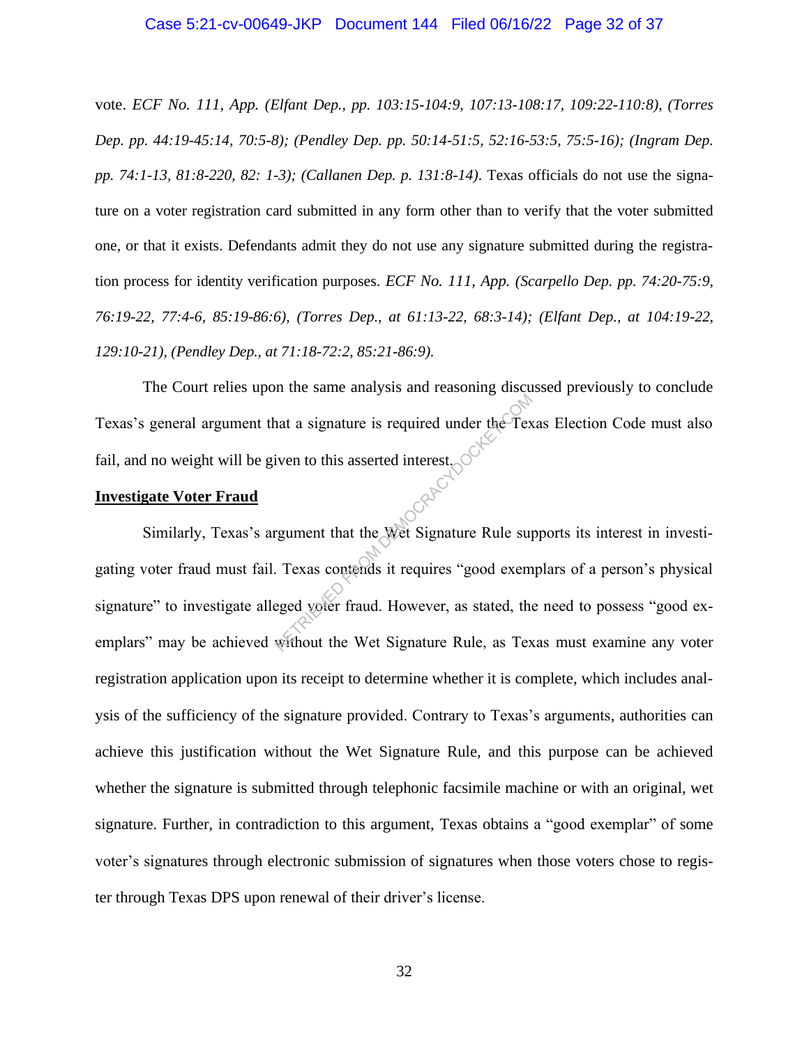vote. *ECF No. 111, App. (Elfant Dep., pp. 103:15-104:9, 107:13-108:17, 109:22-110:8), (Torres Dep. pp. 44:19-45:14, 70:5-8); (Pendley Dep. pp. 50:14-51:5, 52:16-53:5, 75:5-16); (Ingram Dep. pp. 74:1-13, 81:8-220, 82: 1-3); (Callanen Dep. p. 131:8-14)*. Texas officials do not use the signature on a voter registration card submitted in any form other than to verify that the voter submitted one, or that it exists. Defendants admit they do not use any signature submitted during the registration process for identity verification purposes. *ECF No. 111, App. (Scarpello Dep. pp. 74:20-75:9, 76:19-22, 77:4-6, 85:19-86:6), (Torres Dep., at 61:13-22, 68:3-14); (Elfant Dep., at 104:19-22, 129:10-21), (Pendley Dep., at 71:18-72:2, 85:21-86:9).*

The Court relies upon the same analysis and reasoning discussed previously to conclude Texas's general argument that a signature is required under the Texas Election Code must also fail, and no weight will be given to this asserted interest.

**Investigate Voter Fraud**

Similarly, Texas's argument that the Wet Signature Rule supports its interest in investigating voter fraud must fail. Texas contends it requires "good exemplars of a person's physical signature" to investigate alleged voter fraud. However, as stated, the need to possess "good exemplars" may be achieved without the Wet Signature Rule, as Texas must examine any voter registration application upon its receipt to determine whether it is complete, which includes analysis of the sufficiency of the signature provided. Contrary to Texas's arguments, authorities can achieve this justification without the Wet Signature Rule, and this purpose can be achieved whether the signature is submitted through telephonic facsimile machine or with an original, wet signature. Further, in contradiction to this argument, Texas obtains a "good exemplar" of some voter's signatures through electronic submission of signatures when those voters chose to register through Texas DPS upon renewal of their driver's license.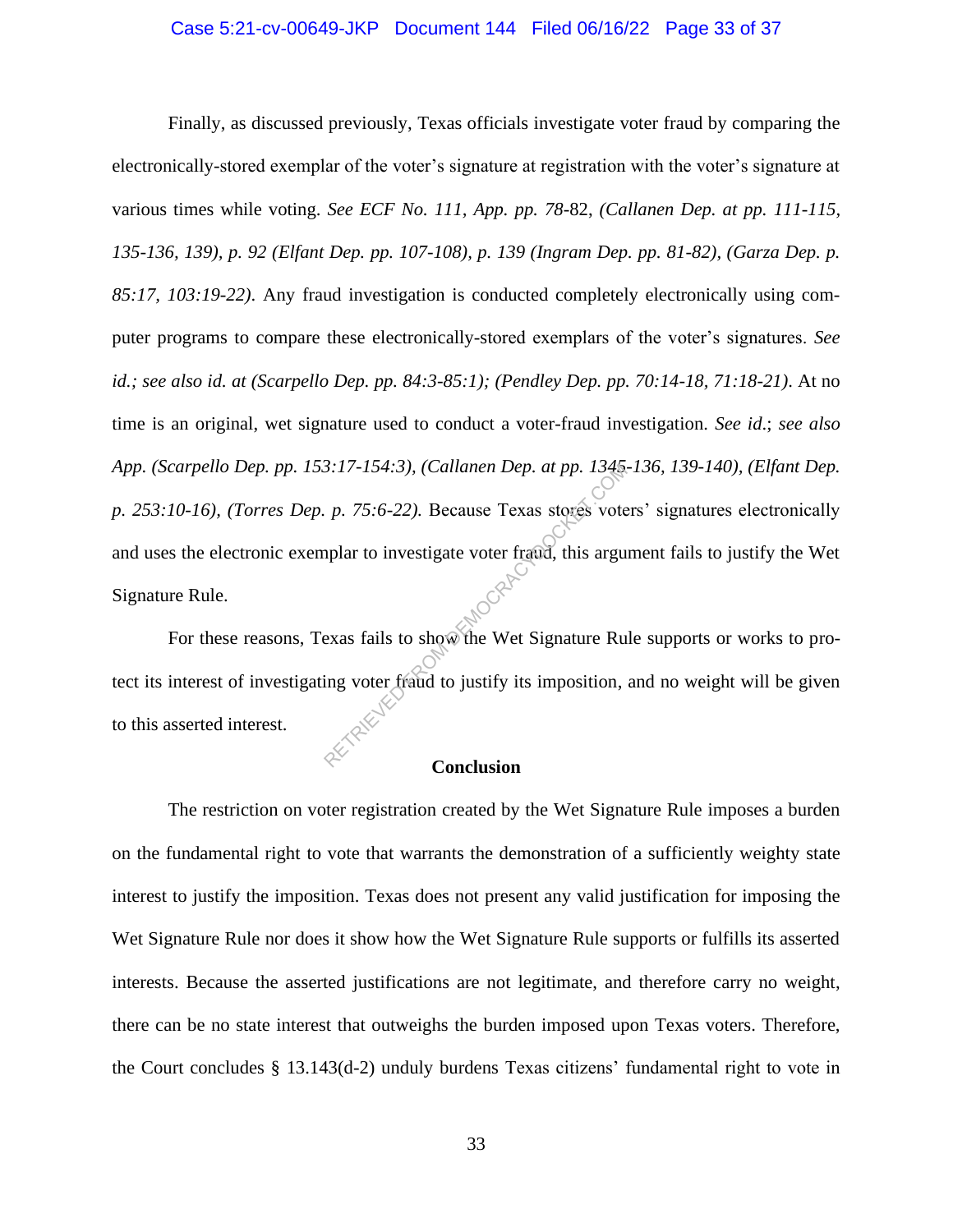Finally, as discussed previously, Texas officials investigate voter fraud by comparing the electronically-stored exemplar of the voter's signature at registration with the voter's signature at various times while voting. *See ECF No. 111, App. pp. 78*-82, *(Callanen Dep. at pp. 111-115, 135-136, 139), p. 92 (Elfant Dep. pp. 107-108), p. 139 (Ingram Dep. pp. 81-82), (Garza Dep. p. 85:17, 103:19-22)*. Any fraud investigation is conducted completely electronically using computer programs to compare these electronically-stored exemplars of the voter's signatures. *See id.; see also id. at (Scarpello Dep. pp. 84:3-85:1); (Pendley Dep. pp. 70:14-18, 71:18-21)*. At no time is an original, wet signature used to conduct a voter-fraud investigation. *See id.*; *see also App. (Scarpello Dep. pp. 153:17-154:3), (Callanen Dep. at pp. 1345-136, 139-140), (Elfant Dep. p. 253:10-16), (Torres Dep. p. 75:6-22).* Because Texas stores voters' signatures electronically and uses the electronic exemplar to investigate voter fraud, this argument fails to justify the Wet Signature Rule.

For these reasons, Texas fails to show the Wet Signature Rule supports or works to protect its interest of investigating voter fraud to justify its imposition, and no weight will be given to this asserted interest.

**Conclusion**

The restriction on voter registration created by the Wet Signature Rule imposes a burden on the fundamental right to vote that warrants the demonstration of a sufficiently weighty state interest to justify the imposition. Texas does not present any valid justification for imposing the Wet Signature Rule nor does it show how the Wet Signature Rule supports or fulfills its asserted interests. Because the asserted justifications are not legitimate, and therefore carry no weight, there can be no state interest that outweighs the burden imposed upon Texas voters. Therefore, the Court concludes § 13.143(d-2) unduly burdens Texas citizens' fundamental right to vote in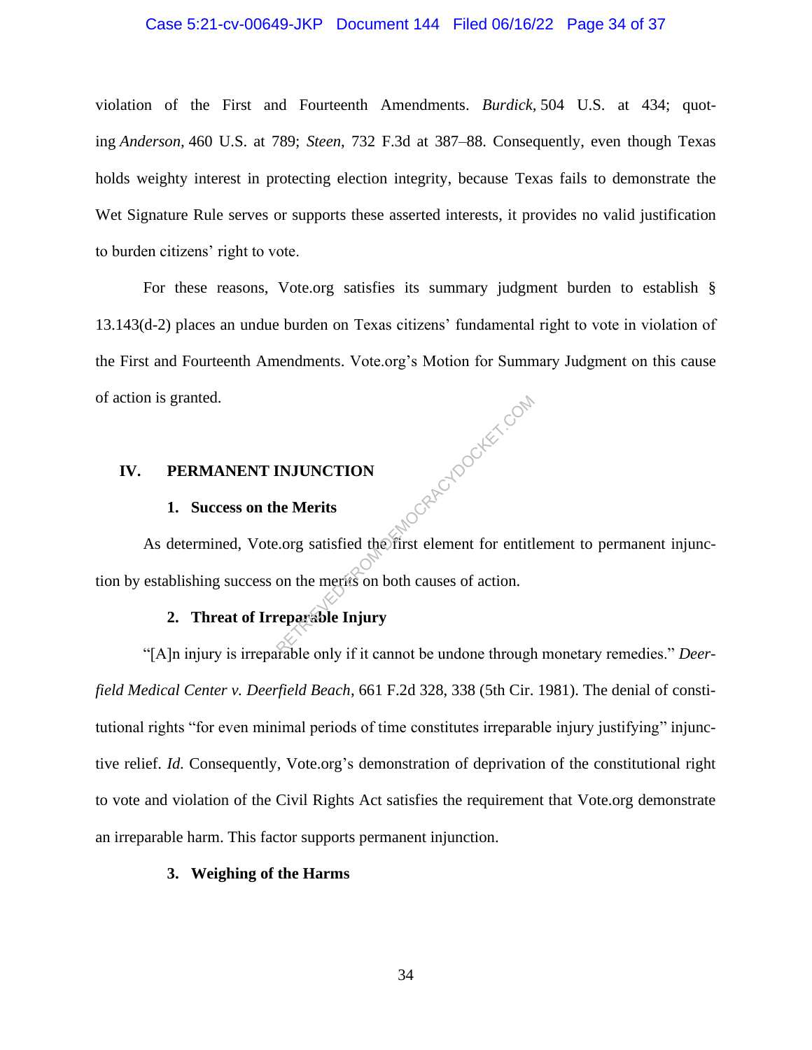violation of the First and Fourteenth Amendments. *Burdick,* 504 U.S. at 434; quoting *Anderson,* 460 U.S. at 789; *Steen*, 732 F.3d at 387–88. Consequently, even though Texas holds weighty interest in protecting election integrity, because Texas fails to demonstrate the Wet Signature Rule serves or supports these asserted interests, it provides no valid justification to burden citizens' right to vote.

For these reasons, Vote.org satisfies its summary judgment burden to establish § 13.143(d-2) places an undue burden on Texas citizens' fundamental right to vote in violation of the First and Fourteenth Amendments. Vote.org's Motion for Summary Judgment on this cause of action is granted.

## IV. PERMANENT INJUNCTION

### 1. Success on the Merits

As determined, Vote.org satisfied the first element for entitlement to permanent injunction by establishing success on the merits on both causes of action.

### 2. Threat of Irreparable Injury

"[A]n injury is irreparable only if it cannot be undone through monetary remedies." *Deerfield Medical Center v. Deerfield Beach*, 661 F.2d 328, 338 (5th Cir. 1981). The denial of constitutional rights "for even minimal periods of time constitutes irreparable injury justifying" injunctive relief. *Id.* Consequently, Vote.org's demonstration of deprivation of the constitutional right to vote and violation of the Civil Rights Act satisfies the requirement that Vote.org demonstrate an irreparable harm. This factor supports permanent injunction.

### 3. Weighing of the Harms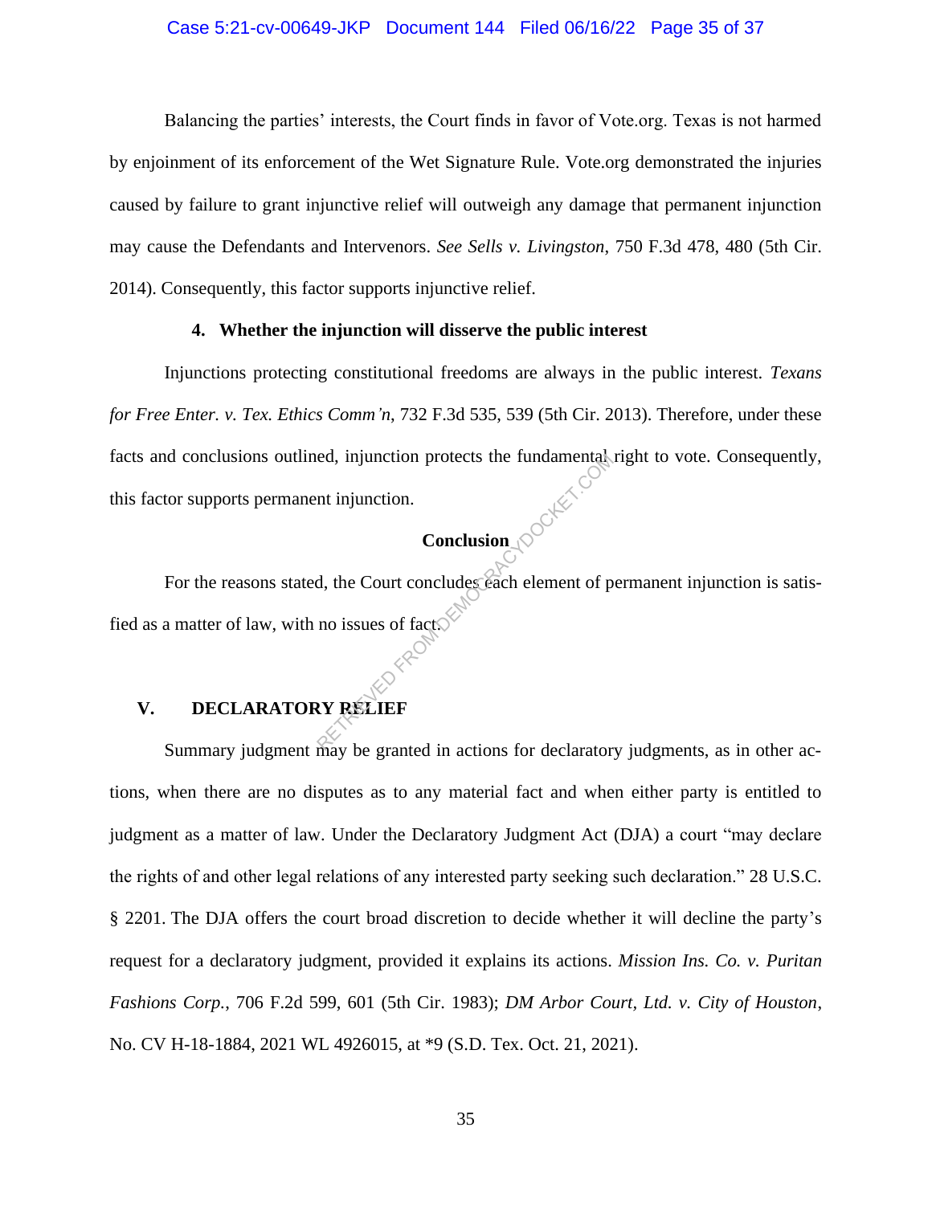Balancing the parties' interests, the Court finds in favor of Vote.org. Texas is not harmed by enjoinment of its enforcement of the Wet Signature Rule. Vote.org demonstrated the injuries caused by failure to grant injunctive relief will outweigh any damage that permanent injunction may cause the Defendants and Intervenors. *See Sells v. Livingston*, 750 F.3d 478, 480 (5th Cir. 2014). Consequently, this factor supports injunctive relief.

#### 4. Whether the injunction will disserve the public interest

Injunctions protecting constitutional freedoms are always in the public interest. *Texans for Free Enter. v. Tex. Ethics Comm'n*, 732 F.3d 535, 539 (5th Cir. 2013). Therefore, under these facts and conclusions outlined, injunction protects the fundamental right to vote. Consequently, this factor supports permanent injunction.

### Conclusion

For the reasons stated, the Court concludes each element of permanent injunction is satisfied as a matter of law, with no issues of fact.

## V. DECLARATORY RELIEF

Summary judgment may be granted in actions for declaratory judgments, as in other actions, when there are no disputes as to any material fact and when either party is entitled to judgment as a matter of law. Under the Declaratory Judgment Act (DJA) a court "may declare the rights of and other legal relations of any interested party seeking such declaration." 28 U.S.C. § 2201. The DJA offers the court broad discretion to decide whether it will decline the party's request for a declaratory judgment, provided it explains its actions. *Mission Ins. Co. v. Puritan Fashions Corp.*, 706 F.2d 599, 601 (5th Cir. 1983); *DM Arbor Court, Ltd. v. City of Houston*, No. CV H-18-1884, 2021 WL 4926015, at *9 (S.D. Tex. Oct. 21, 2021).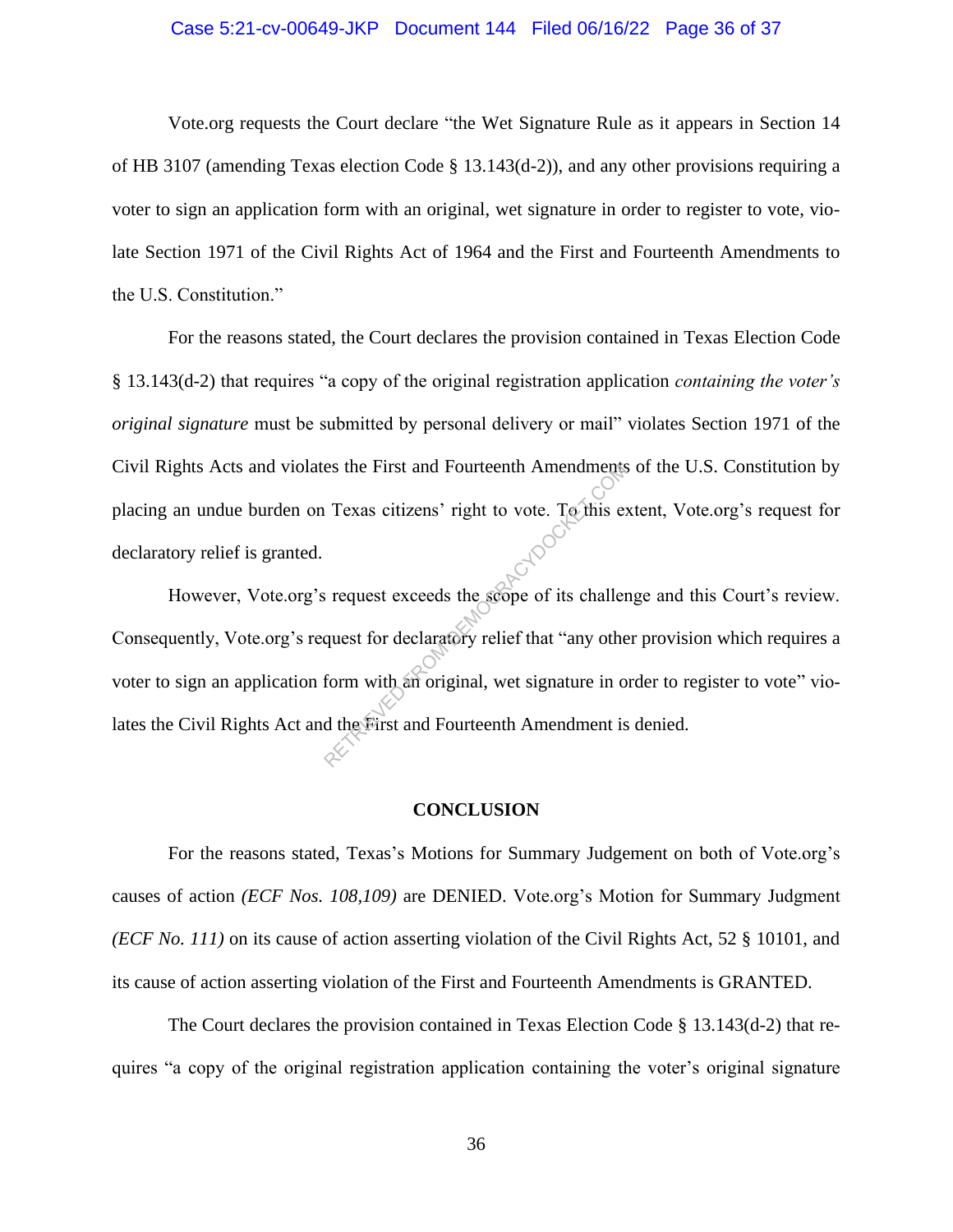Vote.org requests the Court declare "the Wet Signature Rule as it appears in Section 14 of HB 3107 (amending Texas election Code § 13.143(d-2)), and any other provisions requiring a voter to sign an application form with an original, wet signature in order to register to vote, violate Section 1971 of the Civil Rights Act of 1964 and the First and Fourteenth Amendments to the U.S. Constitution."

For the reasons stated, the Court declares the provision contained in Texas Election Code § 13.143(d-2) that requires "a copy of the original registration application *containing the voter's original signature* must be submitted by personal delivery or mail" violates Section 1971 of the Civil Rights Acts and violates the First and Fourteenth Amendments of the U.S. Constitution by placing an undue burden on Texas citizens' right to vote. To this extent, Vote.org's request for declaratory relief is granted.

However, Vote.org's request exceeds the scope of its challenge and this Court's review. Consequently, Vote.org's request for declaratory relief that "any other provision which requires a voter to sign an application form with an original, wet signature in order to register to vote" violates the Civil Rights Act and the First and Fourteenth Amendment is denied.

## CONCLUSION

For the reasons stated, Texas's Motions for Summary Judgement on both of Vote.org's causes of action *(ECF Nos. 108,109)* are DENIED. Vote.org's Motion for Summary Judgment *(ECF No. 111)* on its cause of action asserting violation of the Civil Rights Act, 52 § 10101, and its cause of action asserting violation of the First and Fourteenth Amendments is GRANTED.

The Court declares the provision contained in Texas Election Code § 13.143(d-2) that requires "a copy of the original registration application containing the voter's original signature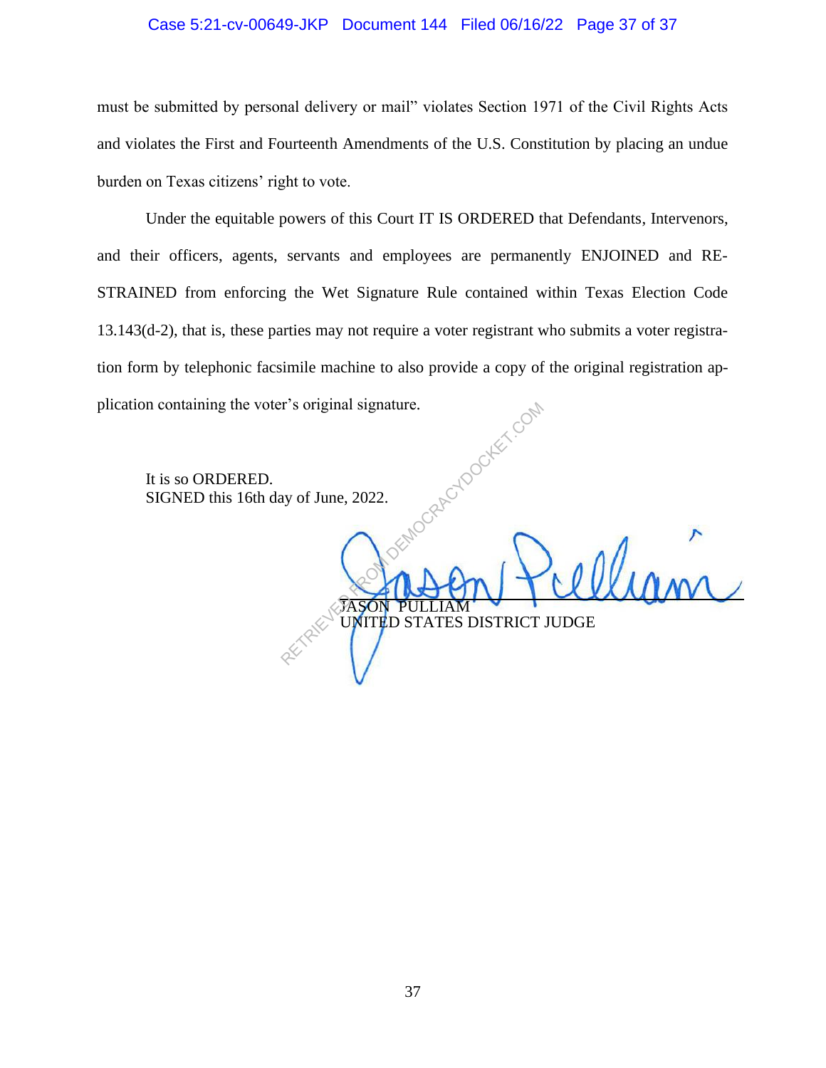must be submitted by personal delivery or mail" violates Section 1971 of the Civil Rights Acts and violates the First and Fourteenth Amendments of the U.S. Constitution by placing an undue burden on Texas citizens' right to vote.

Under the equitable powers of this Court IT IS ORDERED that Defendants, Intervenors, and their officers, agents, servants and employees are permanently ENJOINED and RE-STRAINED from enforcing the Wet Signature Rule contained within Texas Election Code 13.143(d-2), that is, these parties may not require a voter registrant who submits a voter registration form by telephonic facsimile machine to also provide a copy of the original registration application containing the voter's original signature.

It is so ORDERED.
SIGNED this 16th day of June, 2022.

JASON PULLIAM
UNITED STATES DISTRICT JUDGE